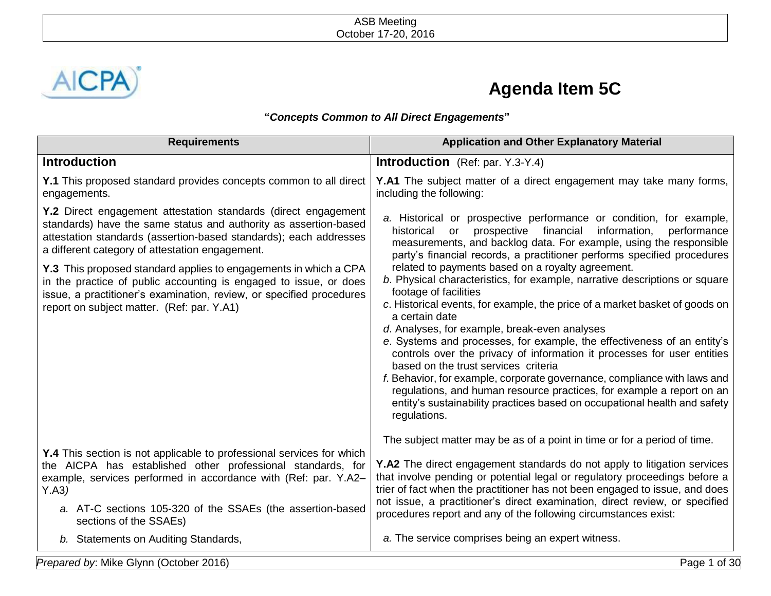# Agenda Item 5C

**"*Concepts Common to All Direct Engagements*"**

| Requirements | Application and Other Explanatory Material |
|---|---|
| **Introduction** | **Introduction** (Ref: par. Y.3-Y.4) |
| **Y.1** This proposed standard provides concepts common to all direct engagements.<br><br>**Y.2** Direct engagement attestation standards (direct engagement standards) have the same status and authority as assertion-based attestation standards (assertion-based standards); each addresses a different category of attestation engagement.<br><br>**Y.3** This proposed standard applies to engagements in which a CPA in the practice of public accounting is engaged to issue, or does issue, a practitioner's examination, review, or specified procedures report on subject matter. (Ref: par. Y.A1) | **Y.A1** The subject matter of a direct engagement may take many forms, including the following:<br><br>*a.* Historical or prospective performance or condition, for example, historical or prospective financial information, performance measurements, and backlog data. For example, using the responsible party's financial records, a practitioner performs specified procedures related to payments based on a royalty agreement.<br>*b*. Physical characteristics, for example, narrative descriptions or square footage of facilities<br>*c*. Historical events, for example, the price of a market basket of goods on a certain date<br>*d*. Analyses, for example, break-even analyses<br>*e*. Systems and processes, for example, the effectiveness of an entity's controls over the privacy of information it processes for user entities based on the trust services criteria<br>*f*. Behavior, for example, corporate governance, compliance with laws and regulations, and human resource practices, for example a report on an entity's sustainability practices based on occupational health and safety regulations.<br><br>The subject matter may be as of a point in time or for a period of time. |
| **Y.4** This section is not applicable to professional services for which the AICPA has established other professional standards, for example, services performed in accordance with (Ref: par. Y.A2–Y.A3*)*<br><br>*a.* AT-C sections 105-320 of the SSAEs (the assertion-based sections of the SSAEs)<br><br>*b.* Statements on Auditing Standards, | **Y.A2** The direct engagement standards do not apply to litigation services that involve pending or potential legal or regulatory proceedings before a trier of fact when the practitioner has not been engaged to issue, and does not issue, a practitioner's direct examination, direct review, or specified procedures report and any of the following circumstances exist:<br><br>*a.* The service comprises being an expert witness. |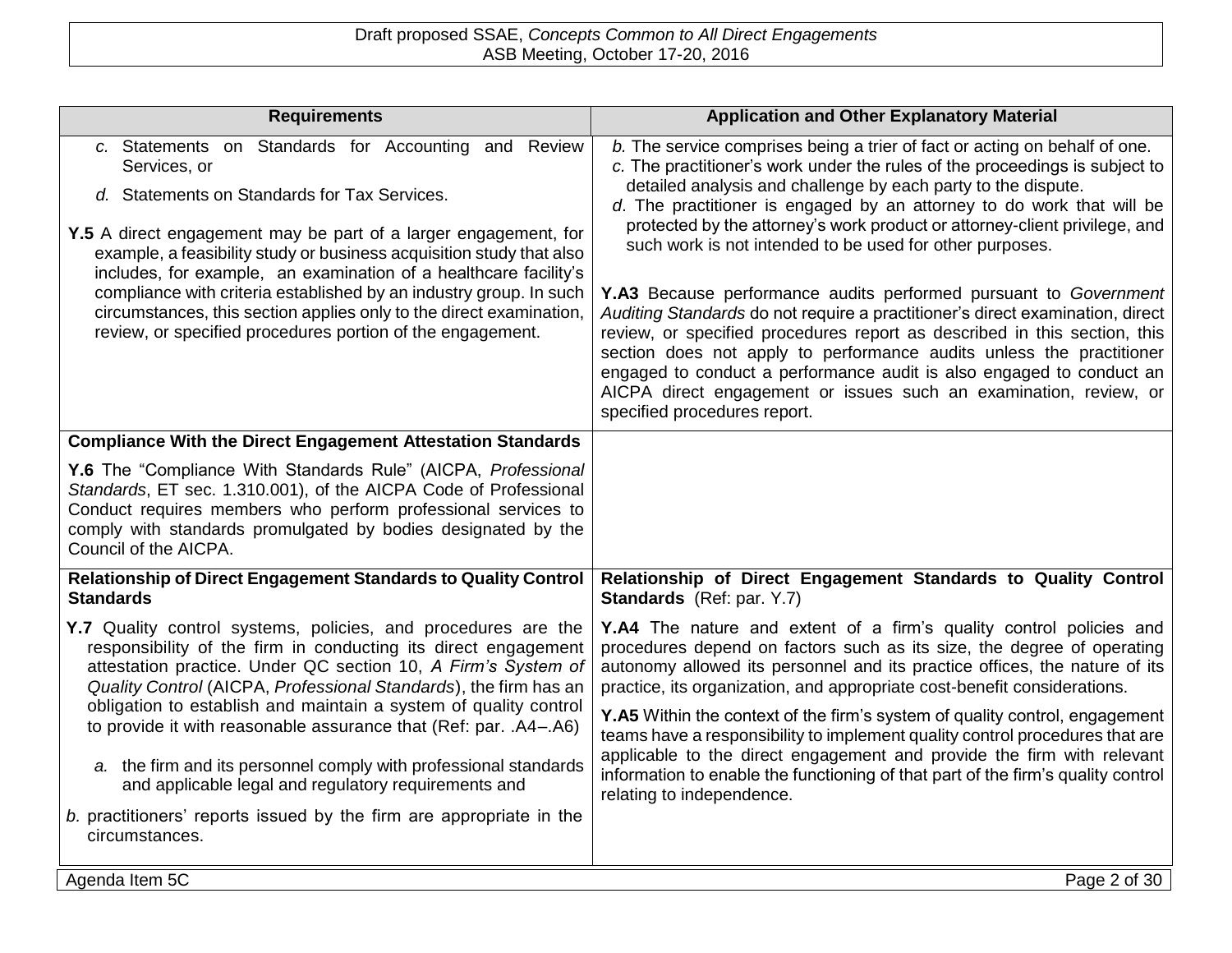| Requirements | Application and Other Explanatory Material |
|---|---|
| *c.* Statements on Standards for Accounting and Review Services, or<br><br>*d.* Statements on Standards for Tax Services.<br><br>**Y.5** A direct engagement may be part of a larger engagement, for example, a feasibility study or business acquisition study that also includes, for example, an examination of a healthcare facility's compliance with criteria established by an industry group. In such circumstances, this section applies only to the direct examination, review, or specified procedures portion of the engagement. | *b.* The service comprises being a trier of fact or acting on behalf of one.<br>*c.* The practitioner's work under the rules of the proceedings is subject to detailed analysis and challenge by each party to the dispute.<br>*d*. The practitioner is engaged by an attorney to do work that will be protected by the attorney's work product or attorney-client privilege, and such work is not intended to be used for other purposes.<br><br>**Y.A3** Because performance audits performed pursuant to *Government Auditing Standards* do not require a practitioner's direct examination, direct review, or specified procedures report as described in this section, this section does not apply to performance audits unless the practitioner engaged to conduct a performance audit is also engaged to conduct an AICPA direct engagement or issues such an examination, review, or specified procedures report. |
| **Compliance With the Direct Engagement Attestation Standards**<br><br>**Y.6** The "Compliance With Standards Rule" (AICPA, *Professional Standards*, ET sec. 1.310.001), of the AICPA Code of Professional Conduct requires members who perform professional services to comply with standards promulgated by bodies designated by the Council of the AICPA. | |
| **Relationship of Direct Engagement Standards to Quality Control Standards**<br><br>**Y.7** Quality control systems, policies, and procedures are the responsibility of the firm in conducting its direct engagement attestation practice. Under QC section 10, *A Firm's System of Quality Control* (AICPA, *Professional Standards*), the firm has an obligation to establish and maintain a system of quality control to provide it with reasonable assurance that (Ref: par. .A4–.A6)<br><br>*a.* the firm and its personnel comply with professional standards and applicable legal and regulatory requirements and<br><br>*b.* practitioners' reports issued by the firm are appropriate in the circumstances. | **Relationship of Direct Engagement Standards to Quality Control Standards** (Ref: par. Y.7)<br><br>**Y.A4** The nature and extent of a firm's quality control policies and procedures depend on factors such as its size, the degree of operating autonomy allowed its personnel and its practice offices, the nature of its practice, its organization, and appropriate cost-benefit considerations.<br><br>**Y.A5** Within the context of the firm's system of quality control, engagement teams have a responsibility to implement quality control procedures that are applicable to the direct engagement and provide the firm with relevant information to enable the functioning of that part of the firm's quality control relating to independence. |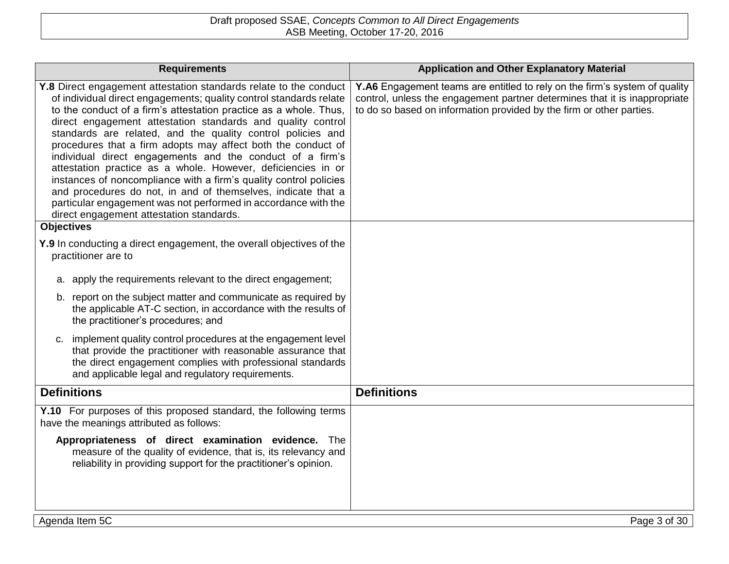| Requirements | Application and Other Explanatory Material |
|---|---|
| **Y.8** Direct engagement attestation standards relate to the conduct of individual direct engagements; quality control standards relate to the conduct of a firm's attestation practice as a whole. Thus, direct engagement attestation standards and quality control standards are related, and the quality control policies and procedures that a firm adopts may affect both the conduct of individual direct engagements and the conduct of a firm's attestation practice as a whole. However, deficiencies in or instances of noncompliance with a firm's quality control policies and procedures do not, in and of themselves, indicate that a particular engagement was not performed in accordance with the direct engagement attestation standards. | **Y.A6** Engagement teams are entitled to rely on the firm's system of quality control, unless the engagement partner determines that it is inappropriate to do so based on information provided by the firm or other parties. |
| **Objectives**<br><br>**Y.9** In conducting a direct engagement, the overall objectives of the practitioner are to<br><br>a. apply the requirements relevant to the direct engagement;<br><br>b. report on the subject matter and communicate as required by the applicable AT-C section, in accordance with the results of the practitioner's procedures; and<br><br>c. implement quality control procedures at the engagement level that provide the practitioner with reasonable assurance that the direct engagement complies with professional standards and applicable legal and regulatory requirements. | |
| **Definitions** | **Definitions** |
| **Y.10** For purposes of this proposed standard, the following terms have the meanings attributed as follows:<br><br>**Appropriateness of direct examination evidence.** The measure of the quality of evidence, that is, its relevancy and reliability in providing support for the practitioner's opinion. | |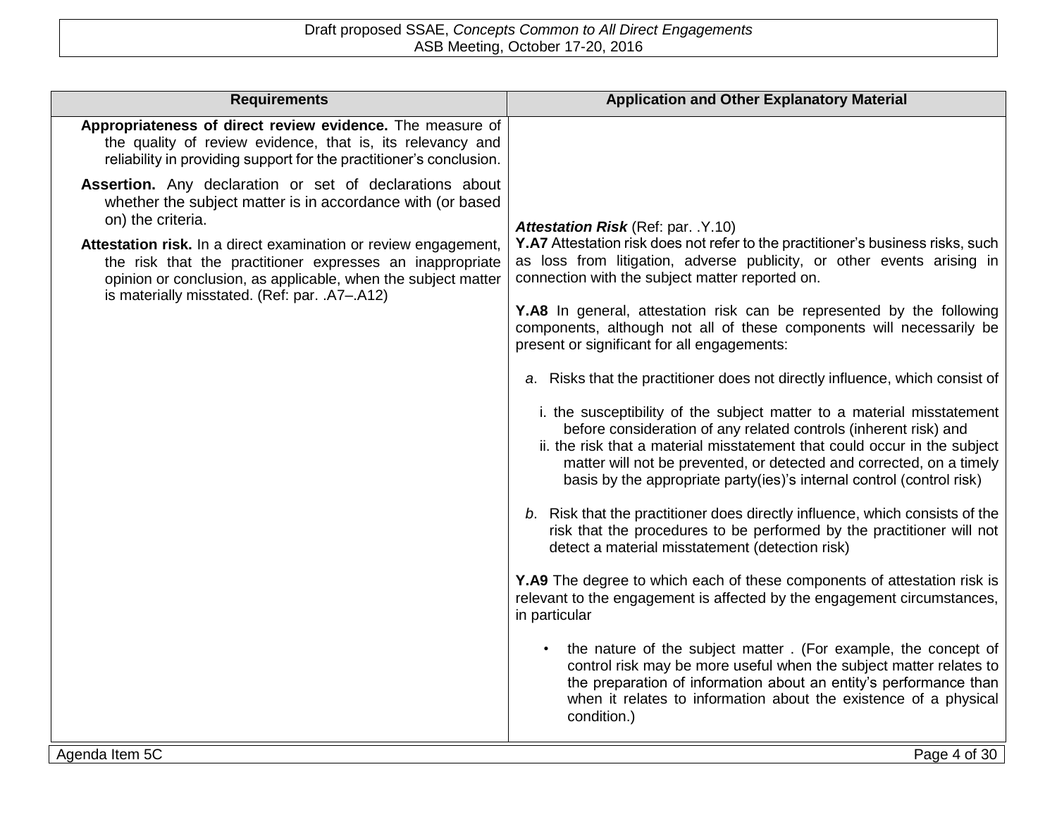| Requirements | Application and Other Explanatory Material |
|---|---|
| **Appropriateness of direct review evidence.** The measure of the quality of review evidence, that is, its relevancy and reliability in providing support for the practitioner's conclusion.<br><br>**Assertion.** Any declaration or set of declarations about whether the subject matter is in accordance with (or based on) the criteria.<br><br>**Attestation risk.** In a direct examination or review engagement, the risk that the practitioner expresses an inappropriate opinion or conclusion, as applicable, when the subject matter is materially misstated. (Ref: par. .A7–.A12) | ***Attestation Risk*** (Ref: par. .Y.10)<br>**Y.A7** Attestation risk does not refer to the practitioner's business risks, such as loss from litigation, adverse publicity, or other events arising in connection with the subject matter reported on.<br><br>**Y.A8** In general, attestation risk can be represented by the following components, although not all of these components will necessarily be present or significant for all engagements:<br><br>*a*. Risks that the practitioner does not directly influence, which consist of<br><br>i. the susceptibility of the subject matter to a material misstatement before consideration of any related controls (inherent risk) and<br>ii. the risk that a material misstatement that could occur in the subject matter will not be prevented, or detected and corrected, on a timely basis by the appropriate party(ies)'s internal control (control risk)<br><br>*b*. Risk that the practitioner does directly influence, which consists of the risk that the procedures to be performed by the practitioner will not detect a material misstatement (detection risk)<br><br>**Y.A9** The degree to which each of these components of attestation risk is relevant to the engagement is affected by the engagement circumstances, in particular<br><br>• the nature of the subject matter . (For example, the concept of control risk may be more useful when the subject matter relates to the preparation of information about an entity's performance than when it relates to information about the existence of a physical condition.) |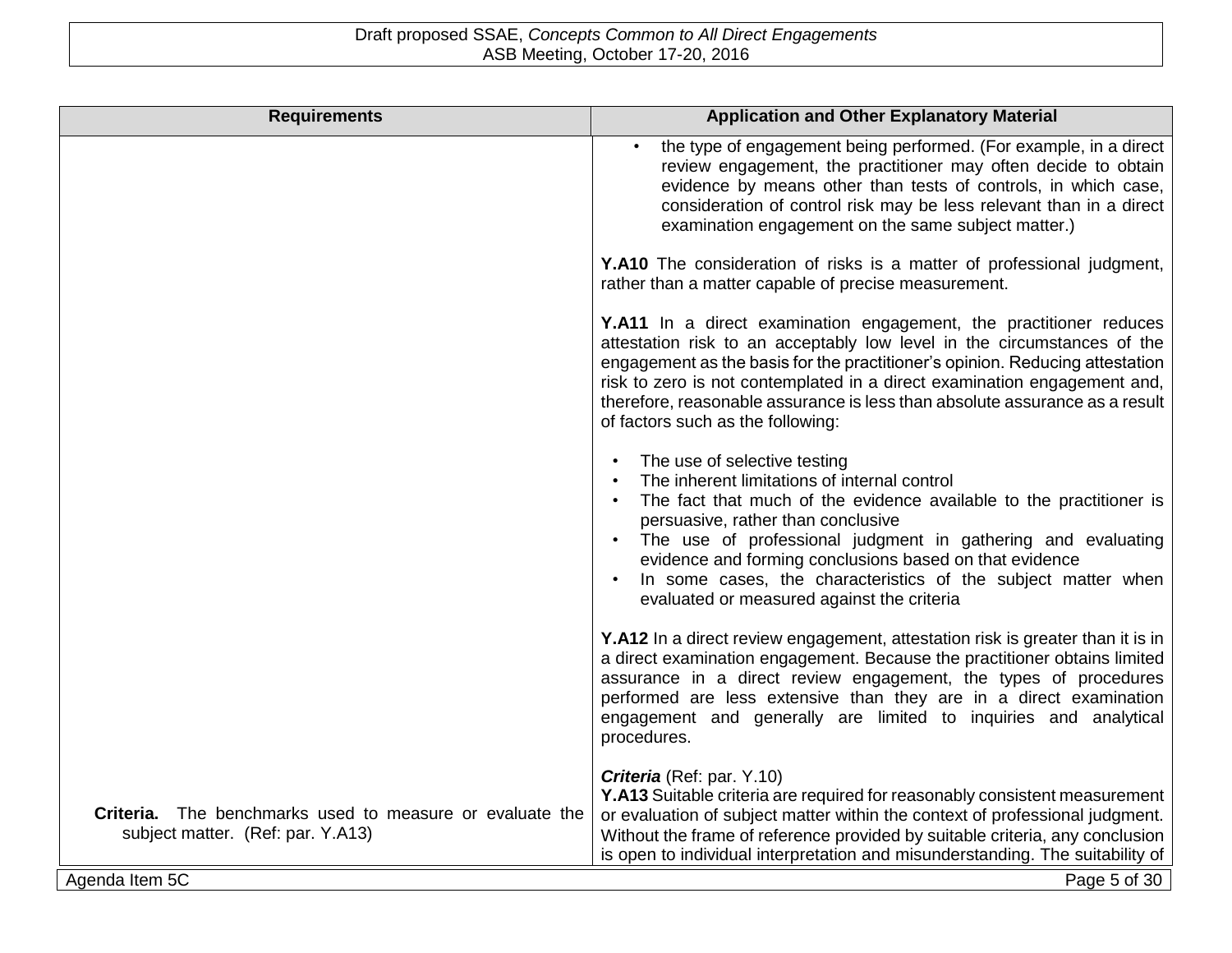| Requirements | Application and Other Explanatory Material |
|---|---|
| | • the type of engagement being performed. (For example, in a direct review engagement, the practitioner may often decide to obtain evidence by means other than tests of controls, in which case, consideration of control risk may be less relevant than in a direct examination engagement on the same subject matter.)<br><br>**Y.A10** The consideration of risks is a matter of professional judgment, rather than a matter capable of precise measurement.<br><br>**Y.A11** In a direct examination engagement, the practitioner reduces attestation risk to an acceptably low level in the circumstances of the engagement as the basis for the practitioner's opinion. Reducing attestation risk to zero is not contemplated in a direct examination engagement and, therefore, reasonable assurance is less than absolute assurance as a result of factors such as the following:<br><br>• The use of selective testing<br>• The inherent limitations of internal control<br>• The fact that much of the evidence available to the practitioner is persuasive, rather than conclusive<br>• The use of professional judgment in gathering and evaluating evidence and forming conclusions based on that evidence<br>• In some cases, the characteristics of the subject matter when evaluated or measured against the criteria<br><br>**Y.A12** In a direct review engagement, attestation risk is greater than it is in a direct examination engagement. Because the practitioner obtains limited assurance in a direct review engagement, the types of procedures performed are less extensive than they are in a direct examination engagement and generally are limited to inquiries and analytical procedures. |
| **Criteria.** The benchmarks used to measure or evaluate the subject matter. (Ref: par. Y.A13) | ***Criteria*** (Ref: par. Y.10)<br>**Y.A13** Suitable criteria are required for reasonably consistent measurement or evaluation of subject matter within the context of professional judgment. Without the frame of reference provided by suitable criteria, any conclusion is open to individual interpretation and misunderstanding. The suitability of |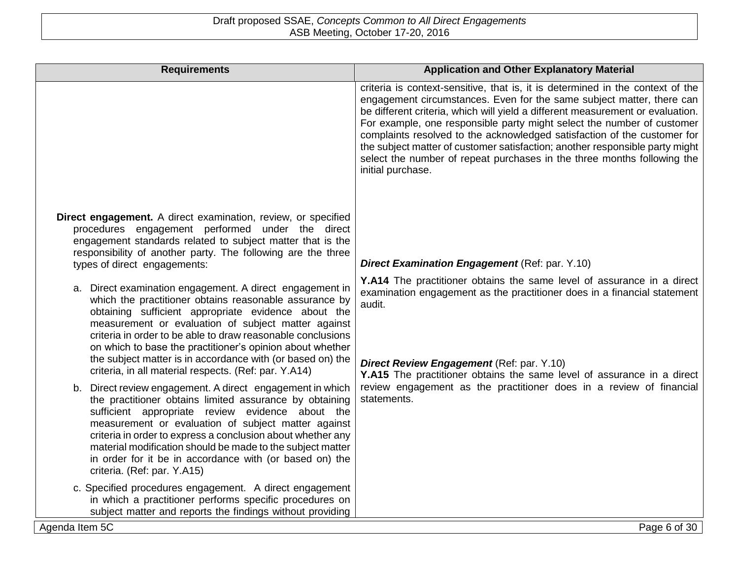| Requirements | Application and Other Explanatory Material |
|---|---|
| | criteria is context-sensitive, that is, it is determined in the context of the engagement circumstances. Even for the same subject matter, there can be different criteria, which will yield a different measurement or evaluation. For example, one responsible party might select the number of customer complaints resolved to the acknowledged satisfaction of the customer for the subject matter of customer satisfaction; another responsible party might select the number of repeat purchases in the three months following the initial purchase. |
| **Direct engagement.** A direct examination, review, or specified procedures engagement performed under the direct engagement standards related to subject matter that is the responsibility of another party. The following are the three types of direct engagements: | ***Direct Examination Engagement*** (Ref: par. Y.10) |
| a. Direct examination engagement. A direct engagement in which the practitioner obtains reasonable assurance by obtaining sufficient appropriate evidence about the measurement or evaluation of subject matter against criteria in order to be able to draw reasonable conclusions on which to base the practitioner's opinion about whether the subject matter is in accordance with (or based on) the criteria, in all material respects. (Ref: par. Y.A14) | **Y.A14** The practitioner obtains the same level of assurance in a direct examination engagement as the practitioner does in a financial statement audit. |
| b. Direct review engagement. A direct engagement in which the practitioner obtains limited assurance by obtaining sufficient appropriate review evidence about the measurement or evaluation of subject matter against criteria in order to express a conclusion about whether any material modification should be made to the subject matter in order for it be in accordance with (or based on) the criteria. (Ref: par. Y.A15) | ***Direct Review Engagement*** (Ref: par. Y.10)<br>**Y.A15** The practitioner obtains the same level of assurance in a direct review engagement as the practitioner does in a review of financial statements. |
| c. Specified procedures engagement. A direct engagement in which a practitioner performs specific procedures on subject matter and reports the findings without providing | |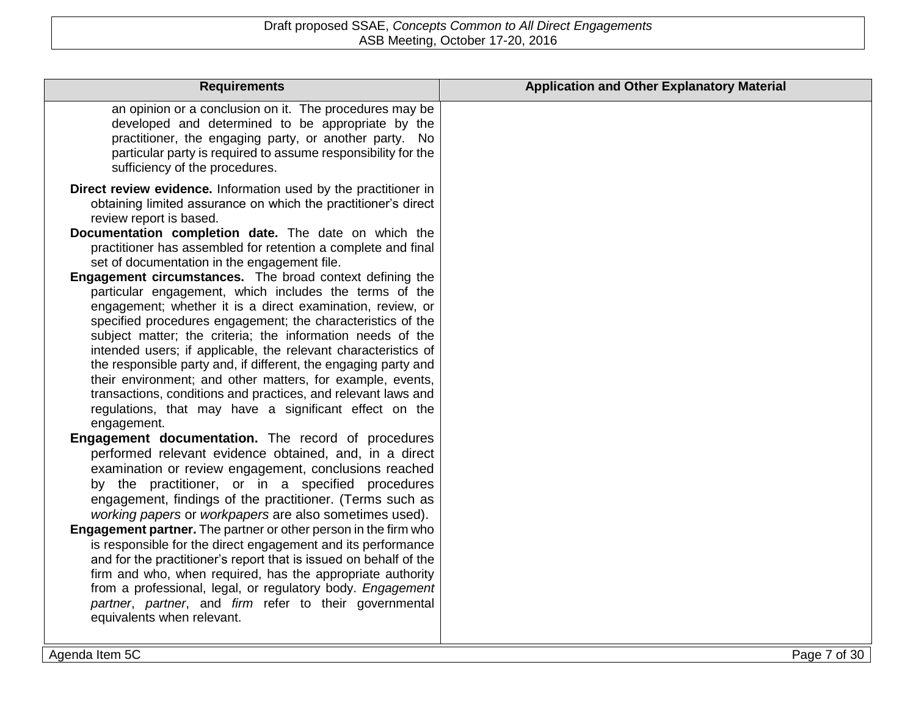| Requirements | Application and Other Explanatory Material |
|---|---|
| an opinion or a conclusion on it. The procedures may be developed and determined to be appropriate by the practitioner, the engaging party, or another party. No particular party is required to assume responsibility for the sufficiency of the procedures.<br><br>**Direct review evidence.** Information used by the practitioner in obtaining limited assurance on which the practitioner's direct review report is based.<br><br>**Documentation completion date.** The date on which the practitioner has assembled for retention a complete and final set of documentation in the engagement file.<br><br>**Engagement circumstances.** The broad context defining the particular engagement, which includes the terms of the engagement; whether it is a direct examination, review, or specified procedures engagement; the characteristics of the subject matter; the criteria; the information needs of the intended users; if applicable, the relevant characteristics of the responsible party and, if different, the engaging party and their environment; and other matters, for example, events, transactions, conditions and practices, and relevant laws and regulations, that may have a significant effect on the engagement.<br><br>**Engagement documentation.** The record of procedures performed relevant evidence obtained, and, in a direct examination or review engagement, conclusions reached by the practitioner, or in a specified procedures engagement, findings of the practitioner. (Terms such as *working papers* or *workpapers* are also sometimes used).<br><br>**Engagement partner.** The partner or other person in the firm who is responsible for the direct engagement and its performance and for the practitioner's report that is issued on behalf of the firm and who, when required, has the appropriate authority from a professional, legal, or regulatory body. *Engagement partner*, *partner*, and *firm* refer to their governmental equivalents when relevant. | |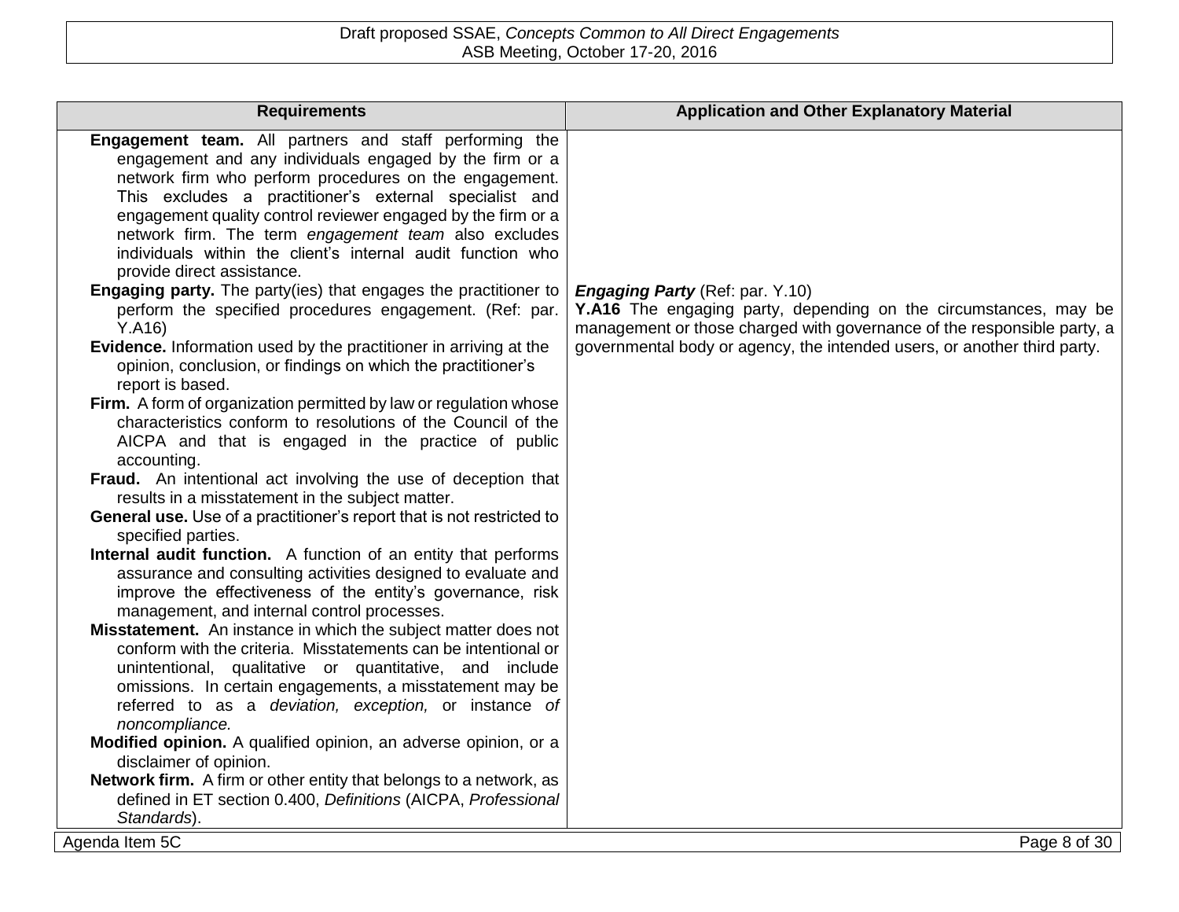| Requirements | Application and Other Explanatory Material |
| --- | --- |
| **Engagement team.** All partners and staff performing the engagement and any individuals engaged by the firm or a network firm who perform procedures on the engagement. This excludes a practitioner's external specialist and engagement quality control reviewer engaged by the firm or a network firm. The term *engagement team* also excludes individuals within the client's internal audit function who provide direct assistance. | |
| **Engaging party.** The party(ies) that engages the practitioner to perform the specified procedures engagement. (Ref: par. Y.A16) | ***Engaging Party*** (Ref: par. Y.10)<br>**Y.A16** The engaging party, depending on the circumstances, may be management or those charged with governance of the responsible party, a governmental body or agency, the intended users, or another third party. |
| **Evidence.** Information used by the practitioner in arriving at the opinion, conclusion, or findings on which the practitioner's report is based. | |
| **Firm.** A form of organization permitted by law or regulation whose characteristics conform to resolutions of the Council of the AICPA and that is engaged in the practice of public accounting. | |
| **Fraud.** An intentional act involving the use of deception that results in a misstatement in the subject matter. | |
| **General use.** Use of a practitioner's report that is not restricted to specified parties. | |
| **Internal audit function.** A function of an entity that performs assurance and consulting activities designed to evaluate and improve the effectiveness of the entity's governance, risk management, and internal control processes. | |
| **Misstatement.** An instance in which the subject matter does not conform with the criteria. Misstatements can be intentional or unintentional, qualitative or quantitative, and include omissions. In certain engagements, a misstatement may be referred to as a *deviation, exception,* or instance *of noncompliance.* | |
| **Modified opinion.** A qualified opinion, an adverse opinion, or a disclaimer of opinion. | |
| **Network firm.** A firm or other entity that belongs to a network, as defined in ET section 0.400, *Definitions* (AICPA, *Professional Standards*). | |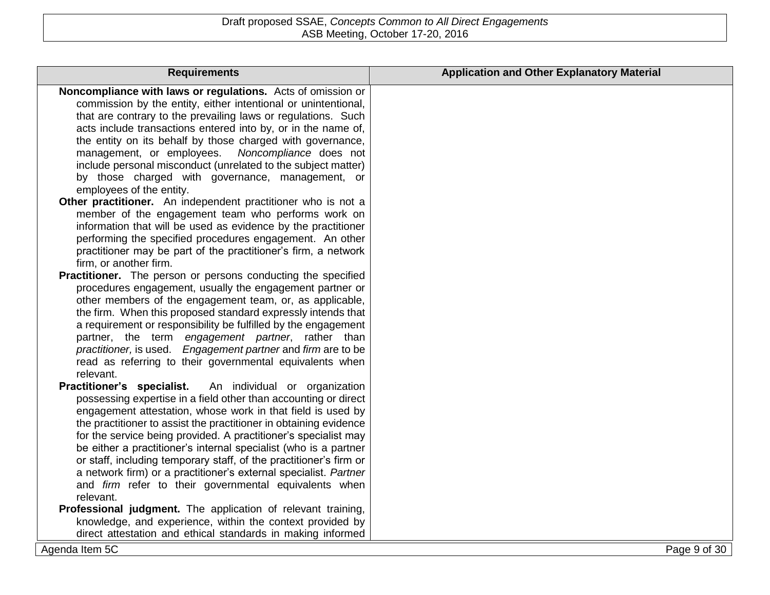| Requirements | Application and Other Explanatory Material |
|---|---|
| **Noncompliance with laws or regulations.** Acts of omission or commission by the entity, either intentional or unintentional, that are contrary to the prevailing laws or regulations. Such acts include transactions entered into by, or in the name of, the entity on its behalf by those charged with governance, management, or employees. *Noncompliance* does not include personal misconduct (unrelated to the subject matter) by those charged with governance, management, or employees of the entity.<br>**Other practitioner.** An independent practitioner who is not a member of the engagement team who performs work on information that will be used as evidence by the practitioner performing the specified procedures engagement. An other practitioner may be part of the practitioner's firm, a network firm, or another firm.<br>**Practitioner.** The person or persons conducting the specified procedures engagement, usually the engagement partner or other members of the engagement team, or, as applicable, the firm. When this proposed standard expressly intends that a requirement or responsibility be fulfilled by the engagement partner, the term *engagement partner*, rather than *practitioner,* is used. *Engagement partner* and *firm* are to be read as referring to their governmental equivalents when relevant.<br>**Practitioner's specialist.** An individual or organization possessing expertise in a field other than accounting or direct engagement attestation, whose work in that field is used by the practitioner to assist the practitioner in obtaining evidence for the service being provided. A practitioner's specialist may be either a practitioner's internal specialist (who is a partner or staff, including temporary staff, of the practitioner's firm or a network firm) or a practitioner's external specialist. *Partner* and *firm* refer to their governmental equivalents when relevant.<br>**Professional judgment.** The application of relevant training, knowledge, and experience, within the context provided by direct attestation and ethical standards in making informed | |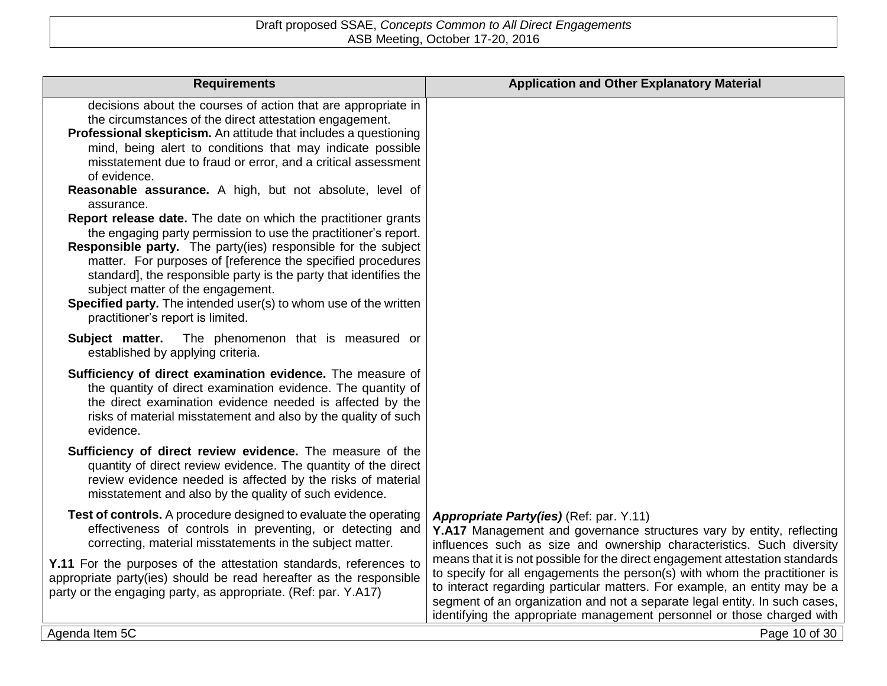| Requirements | Application and Other Explanatory Material |
| --- | --- |
| decisions about the courses of action that are appropriate in the circumstances of the direct attestation engagement.<br>**Professional skepticism.** An attitude that includes a questioning mind, being alert to conditions that may indicate possible misstatement due to fraud or error, and a critical assessment of evidence.<br>**Reasonable assurance.** A high, but not absolute, level of assurance.<br>**Report release date.** The date on which the practitioner grants the engaging party permission to use the practitioner's report.<br>**Responsible party.** The party(ies) responsible for the subject matter. For purposes of [reference the specified procedures standard], the responsible party is the party that identifies the subject matter of the engagement.<br>**Specified party.** The intended user(s) to whom use of the written practitioner's report is limited.<br>**Subject matter.** The phenomenon that is measured or established by applying criteria.<br>**Sufficiency of direct examination evidence.** The measure of the quantity of direct examination evidence. The quantity of the direct examination evidence needed is affected by the risks of material misstatement and also by the quality of such evidence.<br>**Sufficiency of direct review evidence.** The measure of the quantity of direct review evidence. The quantity of the direct review evidence needed is affected by the risks of material misstatement and also by the quality of such evidence.<br>**Test of controls.** A procedure designed to evaluate the operating effectiveness of controls in preventing, or detecting and correcting, material misstatements in the subject matter. | |
| **Y.11** For the purposes of the attestation standards, references to appropriate party(ies) should be read hereafter as the responsible party or the engaging party, as appropriate. (Ref: par. Y.A17) | ***Appropriate Party(ies)*** (Ref: par. Y.11)<br>**Y.A17** Management and governance structures vary by entity, reflecting influences such as size and ownership characteristics. Such diversity means that it is not possible for the direct engagement attestation standards to specify for all engagements the person(s) with whom the practitioner is to interact regarding particular matters. For example, an entity may be a segment of an organization and not a separate legal entity. In such cases, identifying the appropriate management personnel or those charged with |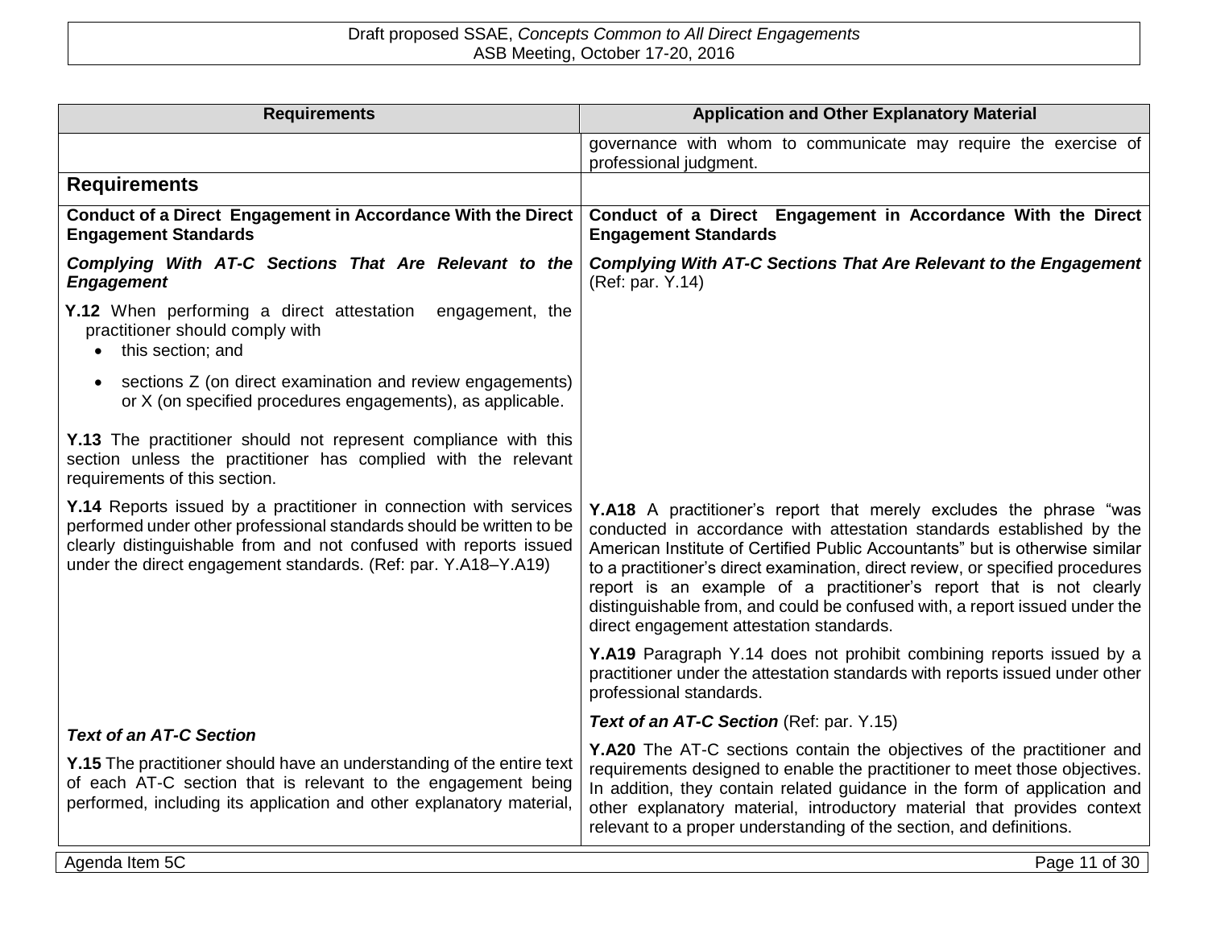| Requirements | Application and Other Explanatory Material |
|---|---|
| | governance with whom to communicate may require the exercise of professional judgment. |

## Requirements

### Conduct of a Direct Engagement in Accordance With the Direct Engagement Standards

***Complying With AT-C Sections That Are Relevant to the Engagement***

**Y.12** When performing a direct attestation engagement, the practitioner should comply with

- this section; and
- sections Z (on direct examination and review engagements) or X (on specified procedures engagements), as applicable.

**Y.13** The practitioner should not represent compliance with this section unless the practitioner has complied with the relevant requirements of this section.

**Y.14** Reports issued by a practitioner in connection with services performed under other professional standards should be written to be clearly distinguishable from and not confused with reports issued under the direct engagement standards. (Ref: par. Y.A18–Y.A19)

***Text of an AT-C Section***

**Y.15** The practitioner should have an understanding of the entire text of each AT-C section that is relevant to the engagement being performed, including its application and other explanatory material,

---

### Conduct of a Direct Engagement in Accordance With the Direct Engagement Standards

***Complying With AT-C Sections That Are Relevant to the Engagement*** (Ref: par. Y.14)

**Y.A18** A practitioner's report that merely excludes the phrase "was conducted in accordance with attestation standards established by the American Institute of Certified Public Accountants" but is otherwise similar to a practitioner's direct examination, direct review, or specified procedures report is an example of a practitioner's report that is not clearly distinguishable from, and could be confused with, a report issued under the direct engagement attestation standards.

**Y.A19** Paragraph Y.14 does not prohibit combining reports issued by a practitioner under the attestation standards with reports issued under other professional standards.

***Text of an AT-C Section*** (Ref: par. Y.15)

**Y.A20** The AT-C sections contain the objectives of the practitioner and requirements designed to enable the practitioner to meet those objectives. In addition, they contain related guidance in the form of application and other explanatory material, introductory material that provides context relevant to a proper understanding of the section, and definitions.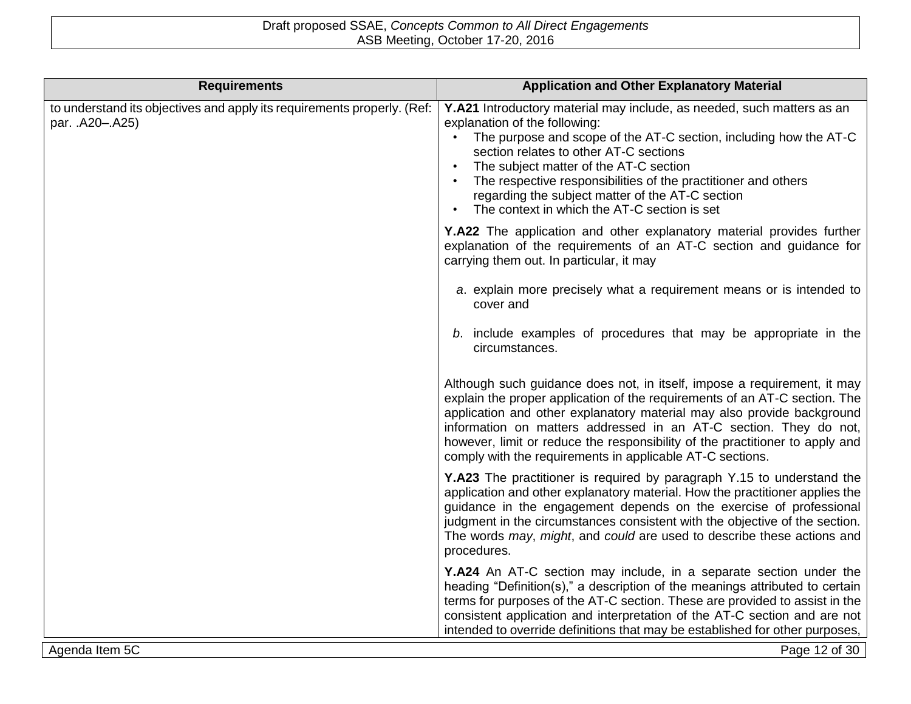| Requirements | Application and Other Explanatory Material |
|---|---|
| to understand its objectives and apply its requirements properly. (Ref: par. .A20–.A25) | **Y.A21** Introductory material may include, as needed, such matters as an explanation of the following:<br>• The purpose and scope of the AT-C section, including how the AT-C section relates to other AT-C sections<br>• The subject matter of the AT-C section<br>• The respective responsibilities of the practitioner and others regarding the subject matter of the AT-C section<br>• The context in which the AT-C section is set<br><br>**Y.A22** The application and other explanatory material provides further explanation of the requirements of an AT-C section and guidance for carrying them out. In particular, it may<br><br>*a*. explain more precisely what a requirement means or is intended to cover and<br><br>*b*. include examples of procedures that may be appropriate in the circumstances.<br><br>Although such guidance does not, in itself, impose a requirement, it may explain the proper application of the requirements of an AT-C section. The application and other explanatory material may also provide background information on matters addressed in an AT-C section. They do not, however, limit or reduce the responsibility of the practitioner to apply and comply with the requirements in applicable AT-C sections.<br><br>**Y.A23** The practitioner is required by paragraph Y.15 to understand the application and other explanatory material. How the practitioner applies the guidance in the engagement depends on the exercise of professional judgment in the circumstances consistent with the objective of the section. The words *may*, *might*, and *could* are used to describe these actions and procedures.<br><br>**Y.A24** An AT-C section may include, in a separate section under the heading "Definition(s)," a description of the meanings attributed to certain terms for purposes of the AT-C section. These are provided to assist in the consistent application and interpretation of the AT-C section and are not intended to override definitions that may be established for other purposes, |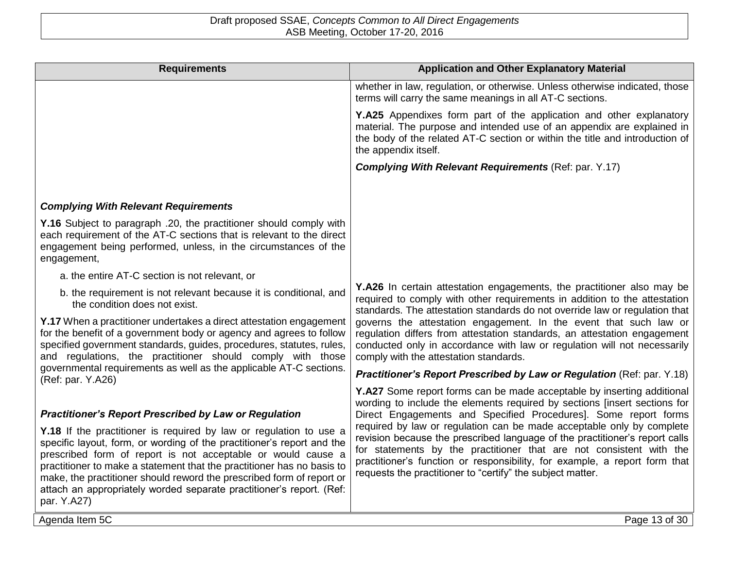| Requirements | Application and Other Explanatory Material |
|---|---|
| | whether in law, regulation, or otherwise. Unless otherwise indicated, those terms will carry the same meanings in all AT-C sections. |
| | **Y.A25** Appendixes form part of the application and other explanatory material. The purpose and intended use of an appendix are explained in the body of the related AT-C section or within the title and introduction of the appendix itself. |
| | ***Complying With Relevant Requirements*** (Ref: par. Y.17) |
| ***Complying With Relevant Requirements*** | |
| **Y.16** Subject to paragraph .20, the practitioner should comply with each requirement of the AT-C sections that is relevant to the direct engagement being performed, unless, in the circumstances of the engagement,<br>a. the entire AT-C section is not relevant, or<br>b. the requirement is not relevant because it is conditional, and the condition does not exist. | |
| **Y.17** When a practitioner undertakes a direct attestation engagement for the benefit of a government body or agency and agrees to follow specified government standards, guides, procedures, statutes, rules, and regulations, the practitioner should comply with those governmental requirements as well as the applicable AT-C sections. (Ref: par. Y.A26) | **Y.A26** In certain attestation engagements, the practitioner also may be required to comply with other requirements in addition to the attestation standards. The attestation standards do not override law or regulation that governs the attestation engagement. In the event that such law or regulation differs from attestation standards, an attestation engagement conducted only in accordance with law or regulation will not necessarily comply with the attestation standards. |
| | ***Practitioner's Report Prescribed by Law or Regulation*** (Ref: par. Y.18) |
| ***Practitioner's Report Prescribed by Law or Regulation*** | |
| **Y.18** If the practitioner is required by law or regulation to use a specific layout, form, or wording of the practitioner's report and the prescribed form of report is not acceptable or would cause a practitioner to make a statement that the practitioner has no basis to make, the practitioner should reword the prescribed form of report or attach an appropriately worded separate practitioner's report. (Ref: par. Y.A27) | **Y.A27** Some report forms can be made acceptable by inserting additional wording to include the elements required by sections [insert sections for Direct Engagements and Specified Procedures]. Some report forms required by law or regulation can be made acceptable only by complete revision because the prescribed language of the practitioner's report calls for statements by the practitioner that are not consistent with the practitioner's function or responsibility, for example, a report form that requests the practitioner to "certify" the subject matter. |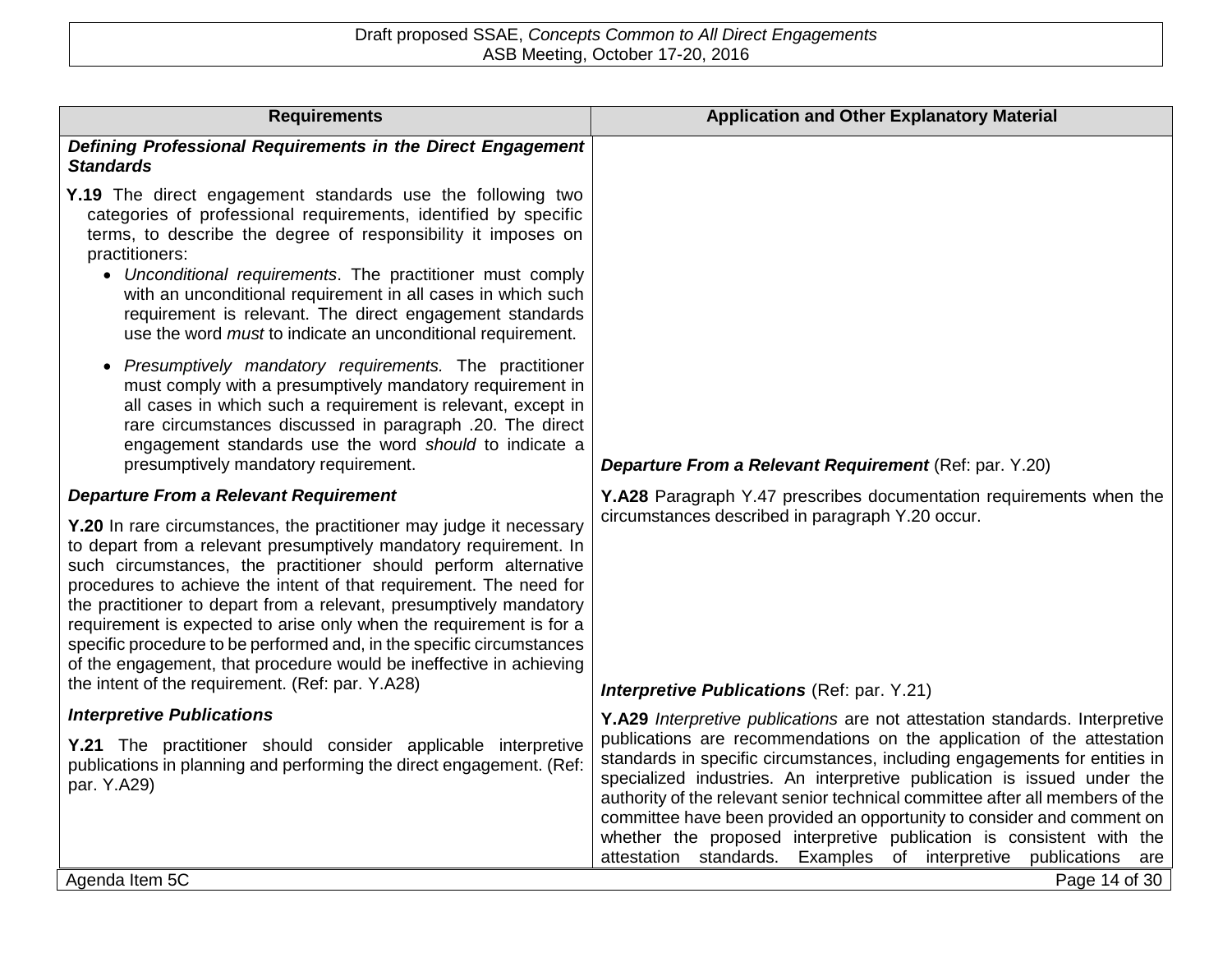| Requirements | Application and Other Explanatory Material |
|---|---|
| ***Defining Professional Requirements in the Direct Engagement Standards*** | |
| **Y.19** The direct engagement standards use the following two categories of professional requirements, identified by specific terms, to describe the degree of responsibility it imposes on practitioners:<br>• *Unconditional requirements*. The practitioner must comply with an unconditional requirement in all cases in which such requirement is relevant. The direct engagement standards use the word *must* to indicate an unconditional requirement.<br>• *Presumptively mandatory requirements.* The practitioner must comply with a presumptively mandatory requirement in all cases in which such a requirement is relevant, except in rare circumstances discussed in paragraph .20. The direct engagement standards use the word *should* to indicate a presumptively mandatory requirement. | |
| ***Departure From a Relevant Requirement*** | ***Departure From a Relevant Requirement*** (Ref: par. Y.20) |
| **Y.20** In rare circumstances, the practitioner may judge it necessary to depart from a relevant presumptively mandatory requirement. In such circumstances, the practitioner should perform alternative procedures to achieve the intent of that requirement. The need for the practitioner to depart from a relevant, presumptively mandatory requirement is expected to arise only when the requirement is for a specific procedure to be performed and, in the specific circumstances of the engagement, that procedure would be ineffective in achieving the intent of the requirement. (Ref: par. Y.A28) | **Y.A28** Paragraph Y.47 prescribes documentation requirements when the circumstances described in paragraph Y.20 occur. |
| ***Interpretive Publications*** | ***Interpretive Publications*** (Ref: par. Y.21) |
| **Y.21** The practitioner should consider applicable interpretive publications in planning and performing the direct engagement. (Ref: par. Y.A29) | **Y.A29** *Interpretive publications* are not attestation standards. Interpretive publications are recommendations on the application of the attestation standards in specific circumstances, including engagements for entities in specialized industries. An interpretive publication is issued under the authority of the relevant senior technical committee after all members of the committee have been provided an opportunity to consider and comment on whether the proposed interpretive publication is consistent with the attestation standards. Examples of interpretive publications are |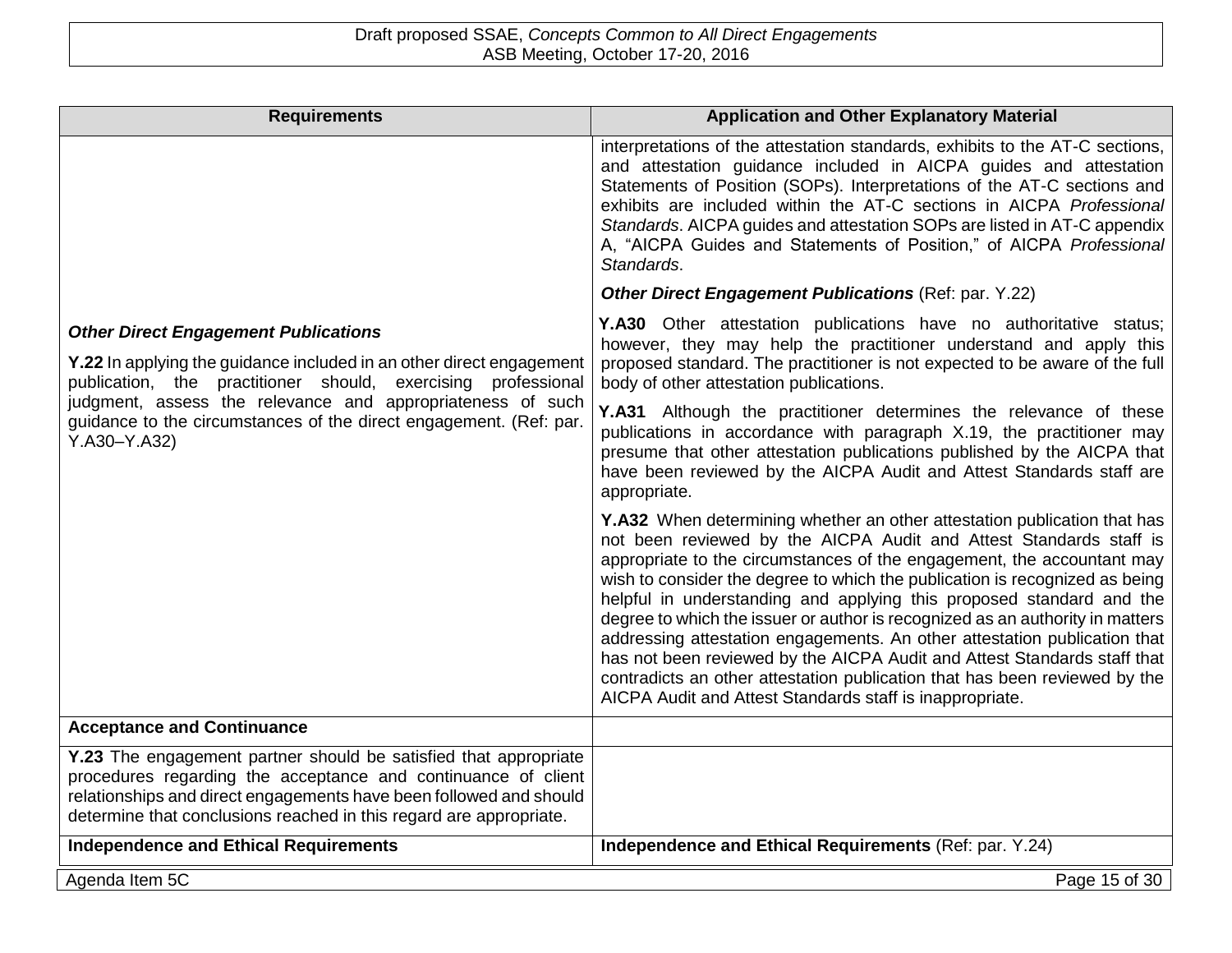| Requirements | Application and Other Explanatory Material |
| --- | --- |
| | interpretations of the attestation standards, exhibits to the AT-C sections, and attestation guidance included in AICPA guides and attestation Statements of Position (SOPs). Interpretations of the AT-C sections and exhibits are included within the AT-C sections in AICPA *Professional Standards*. AICPA guides and attestation SOPs are listed in AT-C appendix A, "AICPA Guides and Statements of Position," of AICPA *Professional Standards*. |
| ***Other Direct Engagement Publications*** <br><br> **Y.22** In applying the guidance included in an other direct engagement publication, the practitioner should, exercising professional judgment, assess the relevance and appropriateness of such guidance to the circumstances of the direct engagement. (Ref: par. Y.A30–Y.A32) | ***Other Direct Engagement Publications*** (Ref: par. Y.22) <br><br> **Y.A30** Other attestation publications have no authoritative status; however, they may help the practitioner understand and apply this proposed standard. The practitioner is not expected to be aware of the full body of other attestation publications. <br><br> **Y.A31** Although the practitioner determines the relevance of these publications in accordance with paragraph X.19, the practitioner may presume that other attestation publications published by the AICPA that have been reviewed by the AICPA Audit and Attest Standards staff are appropriate. <br><br> **Y.A32** When determining whether an other attestation publication that has not been reviewed by the AICPA Audit and Attest Standards staff is appropriate to the circumstances of the engagement, the accountant may wish to consider the degree to which the publication is recognized as being helpful in understanding and applying this proposed standard and the degree to which the issuer or author is recognized as an authority in matters addressing attestation engagements. An other attestation publication that has not been reviewed by the AICPA Audit and Attest Standards staff that contradicts an other attestation publication that has been reviewed by the AICPA Audit and Attest Standards staff is inappropriate. |
| **Acceptance and Continuance** | |
| **Y.23** The engagement partner should be satisfied that appropriate procedures regarding the acceptance and continuance of client relationships and direct engagements have been followed and should determine that conclusions reached in this regard are appropriate. | |
| **Independence and Ethical Requirements** | **Independence and Ethical Requirements** (Ref: par. Y.24) |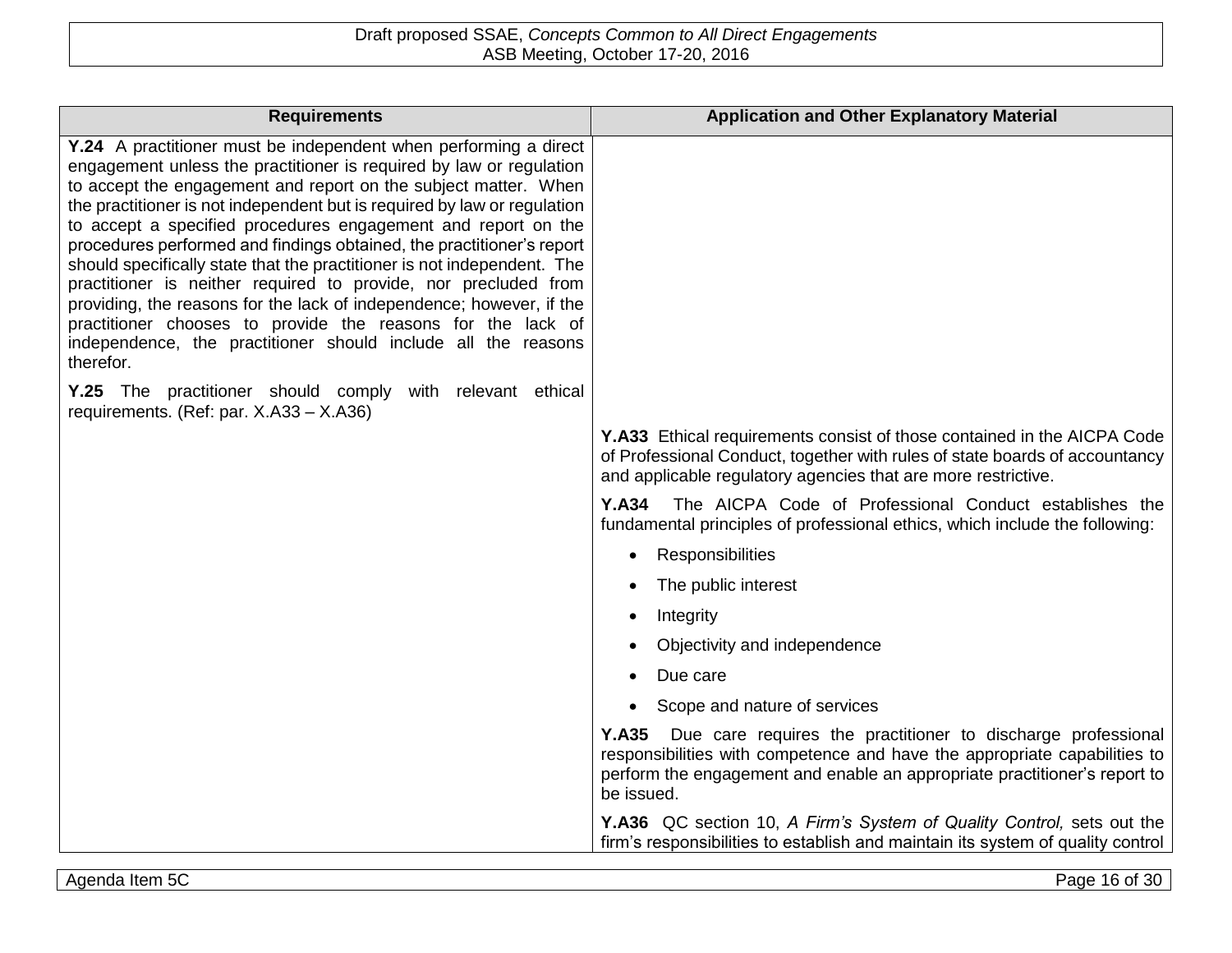| Requirements | Application and Other Explanatory Material |
|---|---|
| **Y.24** A practitioner must be independent when performing a direct engagement unless the practitioner is required by law or regulation to accept the engagement and report on the subject matter. When the practitioner is not independent but is required by law or regulation to accept a specified procedures engagement and report on the procedures performed and findings obtained, the practitioner's report should specifically state that the practitioner is not independent. The practitioner is neither required to provide, nor precluded from providing, the reasons for the lack of independence; however, if the practitioner chooses to provide the reasons for the lack of independence, the practitioner should include all the reasons therefor. | |
| **Y.25** The practitioner should comply with relevant ethical requirements. (Ref: par. X.A33 – X.A36) | |
| | **Y.A33** Ethical requirements consist of those contained in the AICPA Code of Professional Conduct, together with rules of state boards of accountancy and applicable regulatory agencies that are more restrictive. |
| | **Y.A34** The AICPA Code of Professional Conduct establishes the fundamental principles of professional ethics, which include the following:<br>• Responsibilities<br>• The public interest<br>• Integrity<br>• Objectivity and independence<br>• Due care<br>• Scope and nature of services |
| | **Y.A35** Due care requires the practitioner to discharge professional responsibilities with competence and have the appropriate capabilities to perform the engagement and enable an appropriate practitioner's report to be issued. |
| | **Y.A36** QC section 10, *A Firm's System of Quality Control,* sets out the firm's responsibilities to establish and maintain its system of quality control |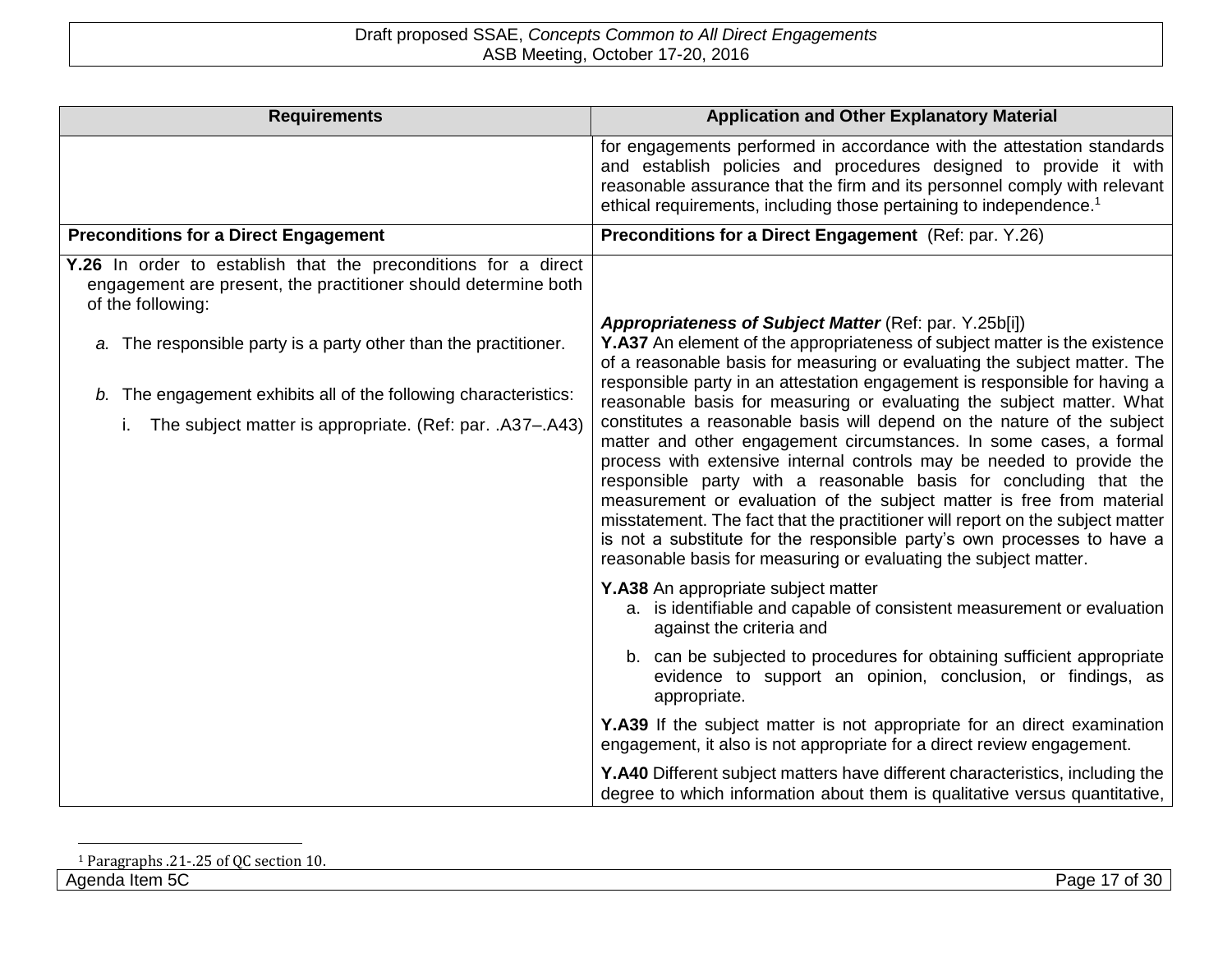| Requirements | Application and Other Explanatory Material |
|---|---|
| | for engagements performed in accordance with the attestation standards and establish policies and procedures designed to provide it with reasonable assurance that the firm and its personnel comply with relevant ethical requirements, including those pertaining to independence.[1] |
| **Preconditions for a Direct Engagement** | **Preconditions for a Direct Engagement** (Ref: par. Y.26) |
| **Y.26** In order to establish that the preconditions for a direct engagement are present, the practitioner should determine both of the following:<br><br>*a.* The responsible party is a party other than the practitioner.<br><br>*b.* The engagement exhibits all of the following characteristics:<br><br>i. The subject matter is appropriate. (Ref: par. .A37–.A43) | ***Appropriateness of Subject Matter*** (Ref: par. Y.25b[i])<br>**Y.A37** An element of the appropriateness of subject matter is the existence of a reasonable basis for measuring or evaluating the subject matter. The responsible party in an attestation engagement is responsible for having a reasonable basis for measuring or evaluating the subject matter. What constitutes a reasonable basis will depend on the nature of the subject matter and other engagement circumstances. In some cases, a formal process with extensive internal controls may be needed to provide the responsible party with a reasonable basis for concluding that the measurement or evaluation of the subject matter is free from material misstatement. The fact that the practitioner will report on the subject matter is not a substitute for the responsible party's own processes to have a reasonable basis for measuring or evaluating the subject matter.<br><br>**Y.A38** An appropriate subject matter<br>a. is identifiable and capable of consistent measurement or evaluation against the criteria and<br>b. can be subjected to procedures for obtaining sufficient appropriate evidence to support an opinion, conclusion, or findings, as appropriate.<br><br>**Y.A39** If the subject matter is not appropriate for an direct examination engagement, it also is not appropriate for a direct review engagement.<br><br>**Y.A40** Different subject matters have different characteristics, including the degree to which information about them is qualitative versus quantitative, |

[1] Paragraphs .21-.25 of QC section 10.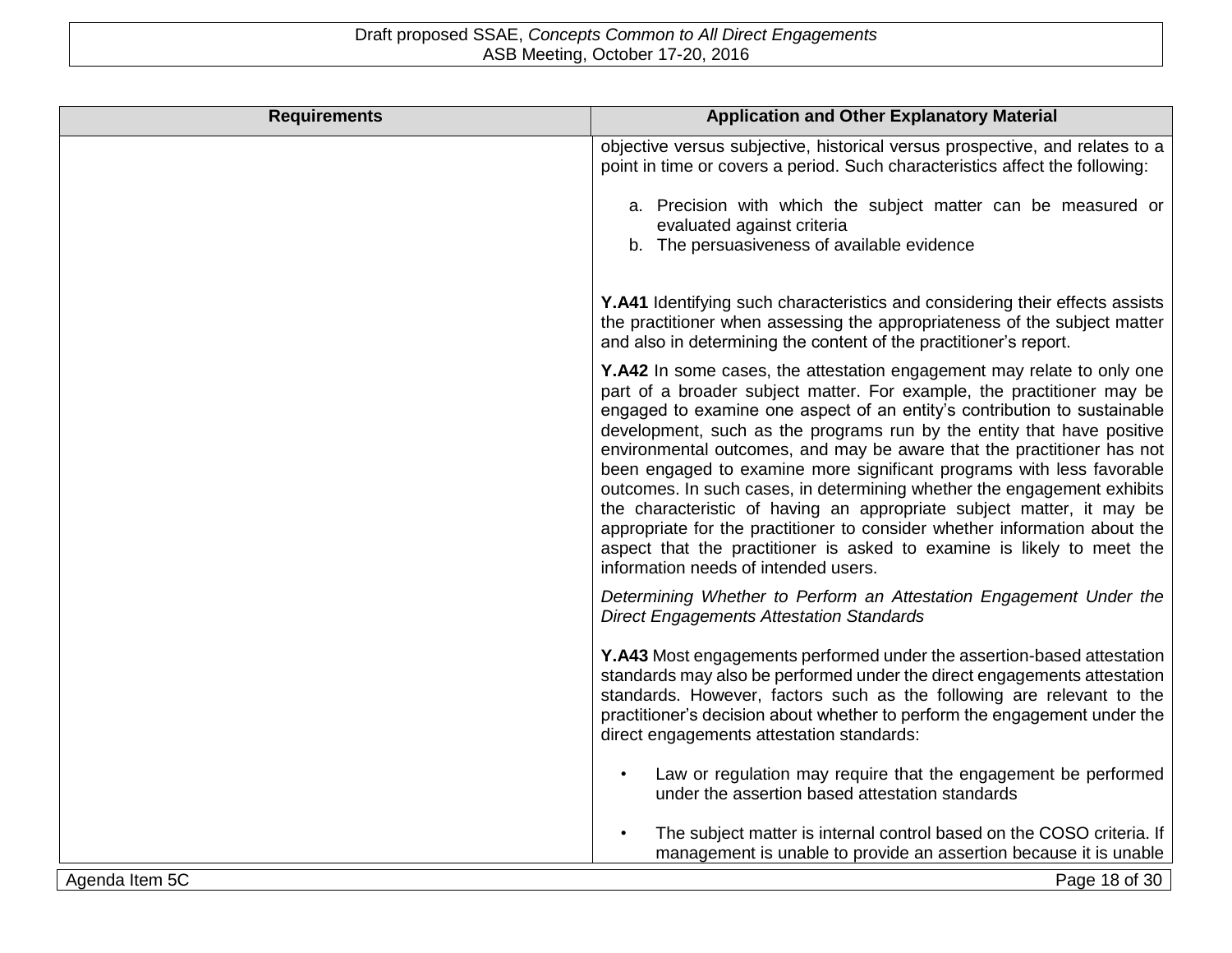| Requirements | Application and Other Explanatory Material |
| --- | --- |
| | objective versus subjective, historical versus prospective, and relates to a point in time or covers a period. Such characteristics affect the following:<br><br>a. Precision with which the subject matter can be measured or evaluated against criteria<br>b. The persuasiveness of available evidence<br><br>**Y.A41** Identifying such characteristics and considering their effects assists the practitioner when assessing the appropriateness of the subject matter and also in determining the content of the practitioner's report.<br><br>**Y.A42** In some cases, the attestation engagement may relate to only one part of a broader subject matter. For example, the practitioner may be engaged to examine one aspect of an entity's contribution to sustainable development, such as the programs run by the entity that have positive environmental outcomes, and may be aware that the practitioner has not been engaged to examine more significant programs with less favorable outcomes. In such cases, in determining whether the engagement exhibits the characteristic of having an appropriate subject matter, it may be appropriate for the practitioner to consider whether information about the aspect that the practitioner is asked to examine is likely to meet the information needs of intended users.<br><br>*Determining Whether to Perform an Attestation Engagement Under the Direct Engagements Attestation Standards*<br><br>**Y.A43** Most engagements performed under the assertion-based attestation standards may also be performed under the direct engagements attestation standards. However, factors such as the following are relevant to the practitioner's decision about whether to perform the engagement under the direct engagements attestation standards:<br><br>• Law or regulation may require that the engagement be performed under the assertion based attestation standards<br><br>• The subject matter is internal control based on the COSO criteria. If management is unable to provide an assertion because it is unable |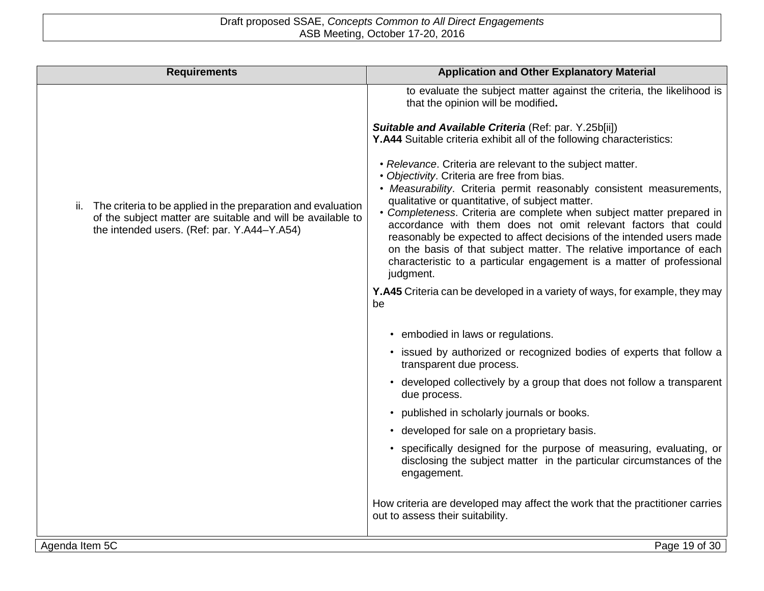| Requirements | Application and Other Explanatory Material |
|---|---|
| ii. The criteria to be applied in the preparation and evaluation of the subject matter are suitable and will be available to the intended users. (Ref: par. Y.A44–Y.A54) | to evaluate the subject matter against the criteria, the likelihood is that the opinion will be modified.<br><br>***Suitable and Available Criteria*** (Ref: par. Y.25b[ii])<br>**Y.A44** Suitable criteria exhibit all of the following characteristics:<br><br>• *Relevance*. Criteria are relevant to the subject matter.<br>• *Objectivity*. Criteria are free from bias.<br>• *Measurability*. Criteria permit reasonably consistent measurements, qualitative or quantitative, of subject matter.<br>• *Completeness*. Criteria are complete when subject matter prepared in accordance with them does not omit relevant factors that could reasonably be expected to affect decisions of the intended users made on the basis of that subject matter. The relative importance of each characteristic to a particular engagement is a matter of professional judgment.<br><br>**Y.A45** Criteria can be developed in a variety of ways, for example, they may be<br><br>• embodied in laws or regulations.<br>• issued by authorized or recognized bodies of experts that follow a transparent due process.<br>• developed collectively by a group that does not follow a transparent due process.<br>• published in scholarly journals or books.<br>• developed for sale on a proprietary basis.<br>• specifically designed for the purpose of measuring, evaluating, or disclosing the subject matter in the particular circumstances of the engagement.<br><br>How criteria are developed may affect the work that the practitioner carries out to assess their suitability. |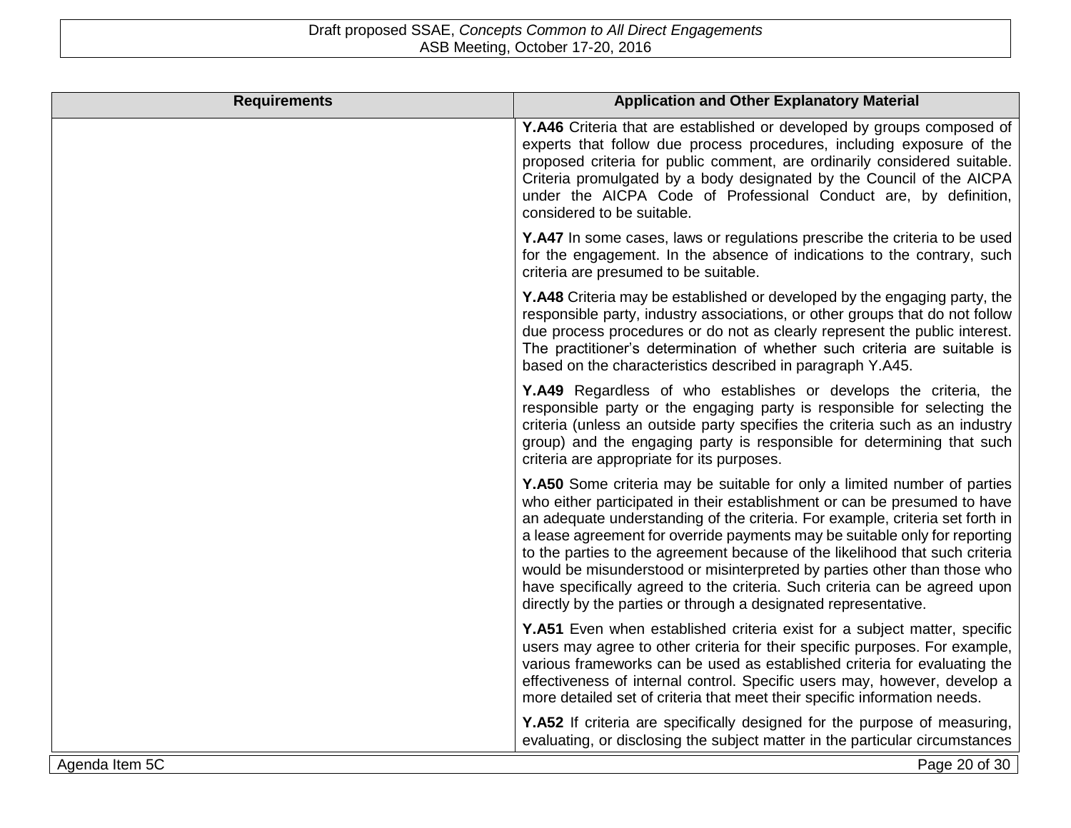| Requirements | Application and Other Explanatory Material |
| --- | --- |
| | **Y.A46** Criteria that are established or developed by groups composed of experts that follow due process procedures, including exposure of the proposed criteria for public comment, are ordinarily considered suitable. Criteria promulgated by a body designated by the Council of the AICPA under the AICPA Code of Professional Conduct are, by definition, considered to be suitable. |
| | **Y.A47** In some cases, laws or regulations prescribe the criteria to be used for the engagement. In the absence of indications to the contrary, such criteria are presumed to be suitable. |
| | **Y.A48** Criteria may be established or developed by the engaging party, the responsible party, industry associations, or other groups that do not follow due process procedures or do not as clearly represent the public interest. The practitioner's determination of whether such criteria are suitable is based on the characteristics described in paragraph Y.A45. |
| | **Y.A49** Regardless of who establishes or develops the criteria, the responsible party or the engaging party is responsible for selecting the criteria (unless an outside party specifies the criteria such as an industry group) and the engaging party is responsible for determining that such criteria are appropriate for its purposes. |
| | **Y.A50** Some criteria may be suitable for only a limited number of parties who either participated in their establishment or can be presumed to have an adequate understanding of the criteria. For example, criteria set forth in a lease agreement for override payments may be suitable only for reporting to the parties to the agreement because of the likelihood that such criteria would be misunderstood or misinterpreted by parties other than those who have specifically agreed to the criteria. Such criteria can be agreed upon directly by the parties or through a designated representative. |
| | **Y.A51** Even when established criteria exist for a subject matter, specific users may agree to other criteria for their specific purposes. For example, various frameworks can be used as established criteria for evaluating the effectiveness of internal control. Specific users may, however, develop a more detailed set of criteria that meet their specific information needs. |
| | **Y.A52** If criteria are specifically designed for the purpose of measuring, evaluating, or disclosing the subject matter in the particular circumstances |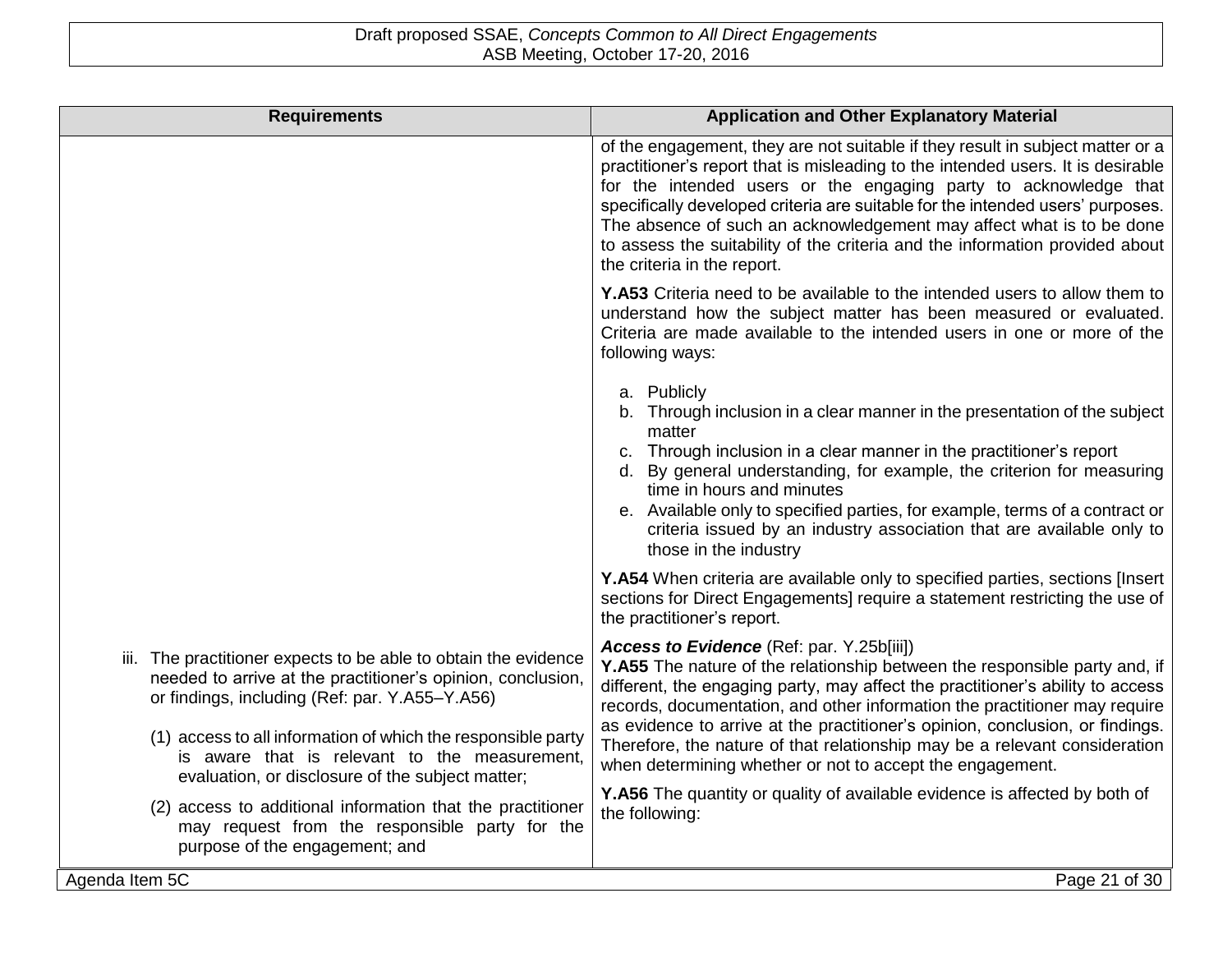| Requirements | Application and Other Explanatory Material |
|---|---|
| | of the engagement, they are not suitable if they result in subject matter or a practitioner's report that is misleading to the intended users. It is desirable for the intended users or the engaging party to acknowledge that specifically developed criteria are suitable for the intended users' purposes. The absence of such an acknowledgement may affect what is to be done to assess the suitability of the criteria and the information provided about the criteria in the report. |
| | **Y.A53** Criteria need to be available to the intended users to allow them to understand how the subject matter has been measured or evaluated. Criteria are made available to the intended users in one or more of the following ways:<br><br>a. Publicly<br>b. Through inclusion in a clear manner in the presentation of the subject matter<br>c. Through inclusion in a clear manner in the practitioner's report<br>d. By general understanding, for example, the criterion for measuring time in hours and minutes<br>e. Available only to specified parties, for example, terms of a contract or criteria issued by an industry association that are available only to those in the industry |
| | **Y.A54** When criteria are available only to specified parties, sections [Insert sections for Direct Engagements] require a statement restricting the use of the practitioner's report. |
| iii. The practitioner expects to be able to obtain the evidence needed to arrive at the practitioner's opinion, conclusion, or findings, including (Ref: par. Y.A55–Y.A56)<br><br>(1) access to all information of which the responsible party is aware that is relevant to the measurement, evaluation, or disclosure of the subject matter;<br><br>(2) access to additional information that the practitioner may request from the responsible party for the purpose of the engagement; and | ***Access to Evidence*** (Ref: par. Y.25b[iii])<br>**Y.A55** The nature of the relationship between the responsible party and, if different, the engaging party, may affect the practitioner's ability to access records, documentation, and other information the practitioner may require as evidence to arrive at the practitioner's opinion, conclusion, or findings. Therefore, the nature of that relationship may be a relevant consideration when determining whether or not to accept the engagement.<br><br>**Y.A56** The quantity or quality of available evidence is affected by both of the following: |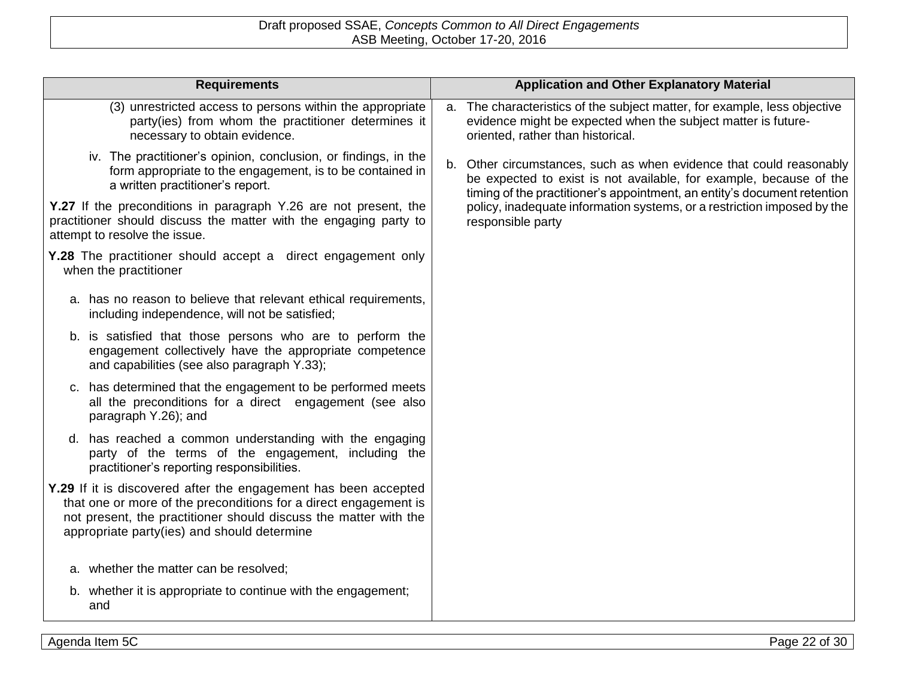| Requirements | Application and Other Explanatory Material |
|---|---|
| (3) unrestricted access to persons within the appropriate party(ies) from whom the practitioner determines it necessary to obtain evidence.<br><br>iv. The practitioner's opinion, conclusion, or findings, in the form appropriate to the engagement, is to be contained in a written practitioner's report.<br><br>**Y.27** If the preconditions in paragraph Y.26 are not present, the practitioner should discuss the matter with the engaging party to attempt to resolve the issue.<br><br>**Y.28** The practitioner should accept a direct engagement only when the practitioner<br><br>a. has no reason to believe that relevant ethical requirements, including independence, will not be satisfied;<br><br>b. is satisfied that those persons who are to perform the engagement collectively have the appropriate competence and capabilities (see also paragraph Y.33);<br><br>c. has determined that the engagement to be performed meets all the preconditions for a direct engagement (see also paragraph Y.26); and<br><br>d. has reached a common understanding with the engaging party of the terms of the engagement, including the practitioner's reporting responsibilities.<br><br>**Y.29** If it is discovered after the engagement has been accepted that one or more of the preconditions for a direct engagement is not present, the practitioner should discuss the matter with the appropriate party(ies) and should determine<br><br>a. whether the matter can be resolved;<br><br>b. whether it is appropriate to continue with the engagement; and | a. The characteristics of the subject matter, for example, less objective evidence might be expected when the subject matter is future-oriented, rather than historical.<br><br>b. Other circumstances, such as when evidence that could reasonably be expected to exist is not available, for example, because of the timing of the practitioner's appointment, an entity's document retention policy, inadequate information systems, or a restriction imposed by the responsible party |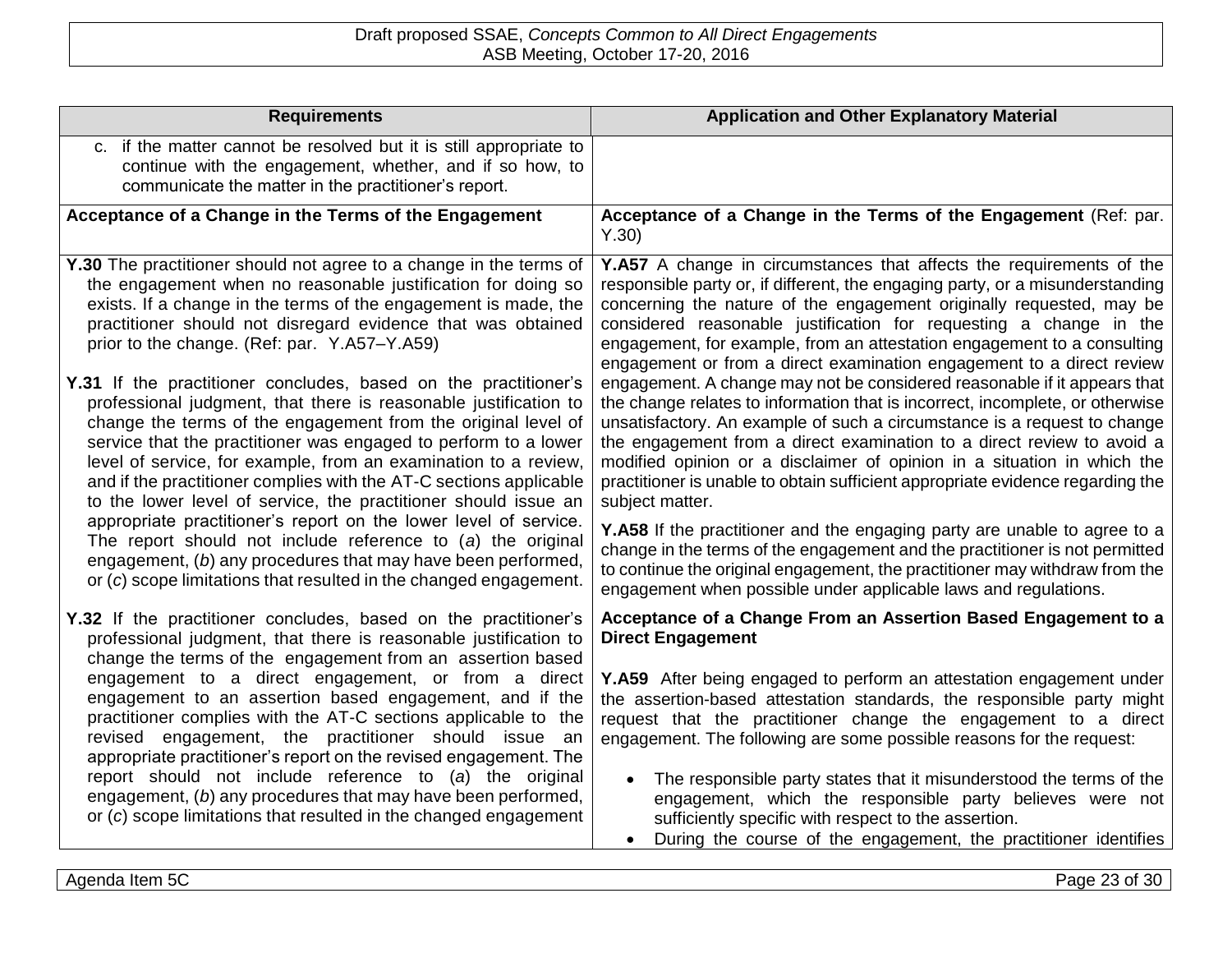| Requirements | Application and Other Explanatory Material |
|---|---|
| c. if the matter cannot be resolved but it is still appropriate to continue with the engagement, whether, and if so how, to communicate the matter in the practitioner's report. | |
| **Acceptance of a Change in the Terms of the Engagement** | **Acceptance of a Change in the Terms of the Engagement** (Ref: par. Y.30) |
| **Y.30** The practitioner should not agree to a change in the terms of the engagement when no reasonable justification for doing so exists. If a change in the terms of the engagement is made, the practitioner should not disregard evidence that was obtained prior to the change. (Ref: par. Y.A57–Y.A59)<br><br>**Y.31** If the practitioner concludes, based on the practitioner's professional judgment, that there is reasonable justification to change the terms of the engagement from the original level of service that the practitioner was engaged to perform to a lower level of service, for example, from an examination to a review, and if the practitioner complies with the AT-C sections applicable to the lower level of service, the practitioner should issue an appropriate practitioner's report on the lower level of service. The report should not include reference to (*a*) the original engagement, (*b*) any procedures that may have been performed, or (*c*) scope limitations that resulted in the changed engagement. | **Y.A57** A change in circumstances that affects the requirements of the responsible party or, if different, the engaging party, or a misunderstanding concerning the nature of the engagement originally requested, may be considered reasonable justification for requesting a change in the engagement, for example, from an attestation engagement to a consulting engagement or from a direct examination engagement to a direct review engagement. A change may not be considered reasonable if it appears that the change relates to information that is incorrect, incomplete, or otherwise unsatisfactory. An example of such a circumstance is a request to change the engagement from a direct examination to a direct review to avoid a modified opinion or a disclaimer of opinion in a situation in which the practitioner is unable to obtain sufficient appropriate evidence regarding the subject matter.<br><br>**Y.A58** If the practitioner and the engaging party are unable to agree to a change in the terms of the engagement and the practitioner is not permitted to continue the original engagement, the practitioner may withdraw from the engagement when possible under applicable laws and regulations. |
| **Y.32** If the practitioner concludes, based on the practitioner's professional judgment, that there is reasonable justification to change the terms of the engagement from an assertion based engagement to a direct engagement, or from a direct engagement to an assertion based engagement, and if the practitioner complies with the AT-C sections applicable to the revised engagement, the practitioner should issue an appropriate practitioner's report on the revised engagement. The report should not include reference to (*a*) the original engagement, (*b*) any procedures that may have been performed, or (*c*) scope limitations that resulted in the changed engagement | **Acceptance of a Change From an Assertion Based Engagement to a Direct Engagement**<br><br>**Y.A59** After being engaged to perform an attestation engagement under the assertion-based attestation standards, the responsible party might request that the practitioner change the engagement to a direct engagement. The following are some possible reasons for the request:<br><br>• The responsible party states that it misunderstood the terms of the engagement, which the responsible party believes were not sufficiently specific with respect to the assertion.<br>• During the course of the engagement, the practitioner identifies |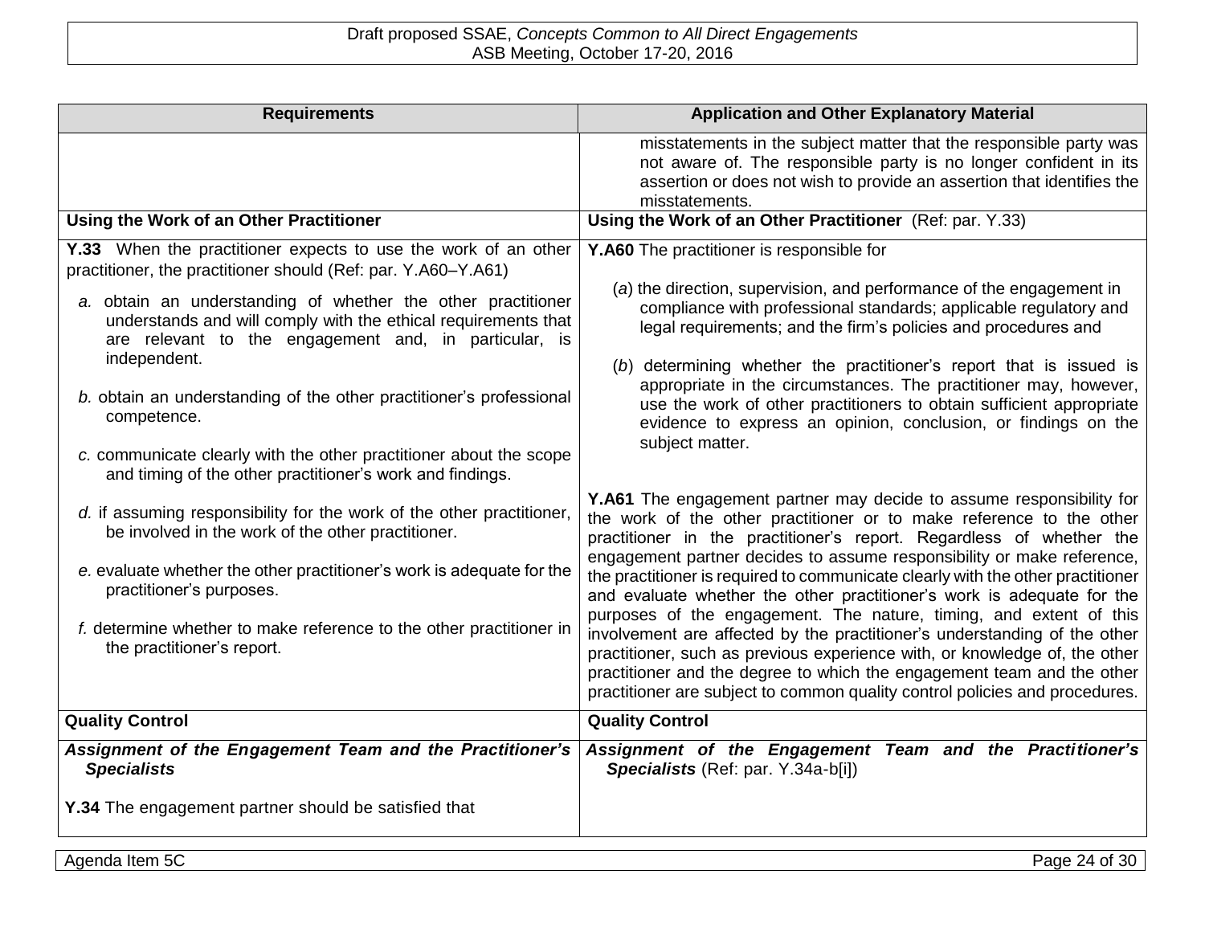| Requirements | Application and Other Explanatory Material |
|---|---|
| | misstatements in the subject matter that the responsible party was not aware of. The responsible party is no longer confident in its assertion or does not wish to provide an assertion that identifies the misstatements. |
| **Using the Work of an Other Practitioner** | **Using the Work of an Other Practitioner** (Ref: par. Y.33) |
| **Y.33** When the practitioner expects to use the work of an other practitioner, the practitioner should (Ref: par. Y.A60–Y.A61)<br><br>*a.* obtain an understanding of whether the other practitioner understands and will comply with the ethical requirements that are relevant to the engagement and, in particular, is independent.<br><br>*b.* obtain an understanding of the other practitioner's professional competence.<br><br>*c.* communicate clearly with the other practitioner about the scope and timing of the other practitioner's work and findings.<br><br>*d.* if assuming responsibility for the work of the other practitioner, be involved in the work of the other practitioner.<br><br>*e.* evaluate whether the other practitioner's work is adequate for the practitioner's purposes.<br><br>*f.* determine whether to make reference to the other practitioner in the practitioner's report. | **Y.A60** The practitioner is responsible for<br><br>(*a*) the direction, supervision, and performance of the engagement in compliance with professional standards; applicable regulatory and legal requirements; and the firm's policies and procedures and<br><br>(*b*) determining whether the practitioner's report that is issued is appropriate in the circumstances. The practitioner may, however, use the work of other practitioners to obtain sufficient appropriate evidence to express an opinion, conclusion, or findings on the subject matter.<br><br>**Y.A61** The engagement partner may decide to assume responsibility for the work of the other practitioner or to make reference to the other practitioner in the practitioner's report. Regardless of whether the engagement partner decides to assume responsibility or make reference, the practitioner is required to communicate clearly with the other practitioner and evaluate whether the other practitioner's work is adequate for the purposes of the engagement. The nature, timing, and extent of this involvement are affected by the practitioner's understanding of the other practitioner, such as previous experience with, or knowledge of, the other practitioner and the degree to which the engagement team and the other practitioner are subject to common quality control policies and procedures. |
| **Quality Control** | **Quality Control** |
| ***Assignment of the Engagement Team and the Practitioner's Specialists***<br><br>**Y.34** The engagement partner should be satisfied that | ***Assignment of the Engagement Team and the Practitioner's Specialists*** (Ref: par. Y.34a-b[i]) |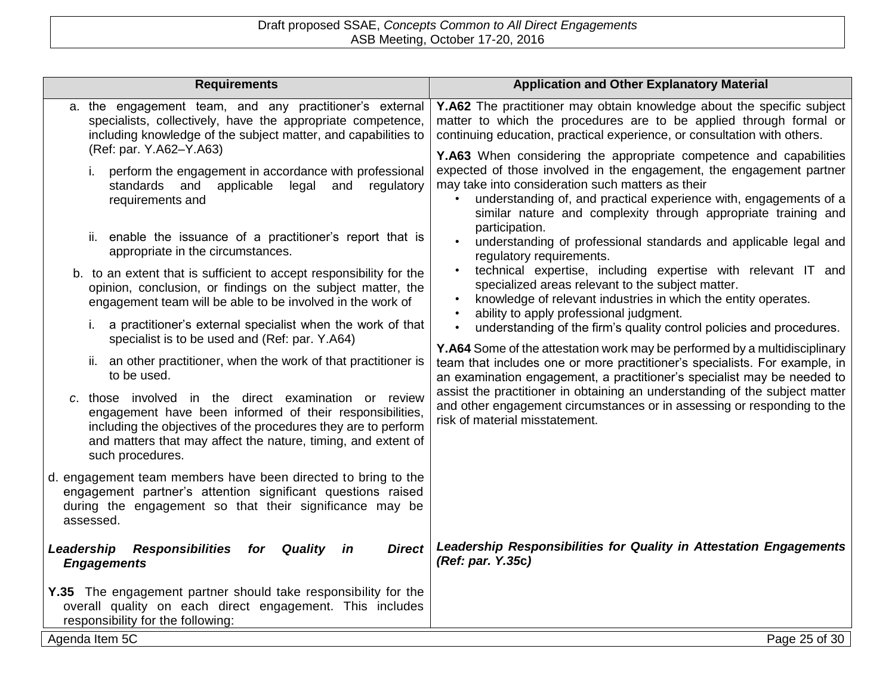| Requirements | Application and Other Explanatory Material |
|---|---|
| a. the engagement team, and any practitioner's external specialists, collectively, have the appropriate competence, including knowledge of the subject matter, and capabilities to (Ref: par. Y.A62–Y.A63)<br><br>i. perform the engagement in accordance with professional standards and applicable legal and regulatory requirements and<br><br>ii. enable the issuance of a practitioner's report that is appropriate in the circumstances.<br><br>b. to an extent that is sufficient to accept responsibility for the opinion, conclusion, or findings on the subject matter, the engagement team will be able to be involved in the work of<br><br>i. a practitioner's external specialist when the work of that specialist is to be used and (Ref: par. Y.A64)<br><br>ii. an other practitioner, when the work of that practitioner is to be used.<br><br>*c*. those involved in the direct examination or review engagement have been informed of their responsibilities, including the objectives of the procedures they are to perform and matters that may affect the nature, timing, and extent of such procedures.<br><br>d. engagement team members have been directed to bring to the engagement partner's attention significant questions raised during the engagement so that their significance may be assessed. | **Y.A62** The practitioner may obtain knowledge about the specific subject matter to which the procedures are to be applied through formal or continuing education, practical experience, or consultation with others.<br><br>**Y.A63** When considering the appropriate competence and capabilities expected of those involved in the engagement, the engagement partner may take into consideration such matters as their<br>• understanding of, and practical experience with, engagements of a similar nature and complexity through appropriate training and participation.<br>• understanding of professional standards and applicable legal and regulatory requirements.<br>• technical expertise, including expertise with relevant IT and specialized areas relevant to the subject matter.<br>• knowledge of relevant industries in which the entity operates.<br>• ability to apply professional judgment.<br>• understanding of the firm's quality control policies and procedures.<br><br>**Y.A64** Some of the attestation work may be performed by a multidisciplinary team that includes one or more practitioner's specialists. For example, in an examination engagement, a practitioner's specialist may be needed to assist the practitioner in obtaining an understanding of the subject matter and other engagement circumstances or in assessing or responding to the risk of material misstatement. |
| ***Leadership Responsibilities for Quality in Direct Engagements***<br><br>**Y.35** The engagement partner should take responsibility for the overall quality on each direct engagement. This includes responsibility for the following: | ***Leadership Responsibilities for Quality in Attestation Engagements (Ref: par. Y.35c)*** |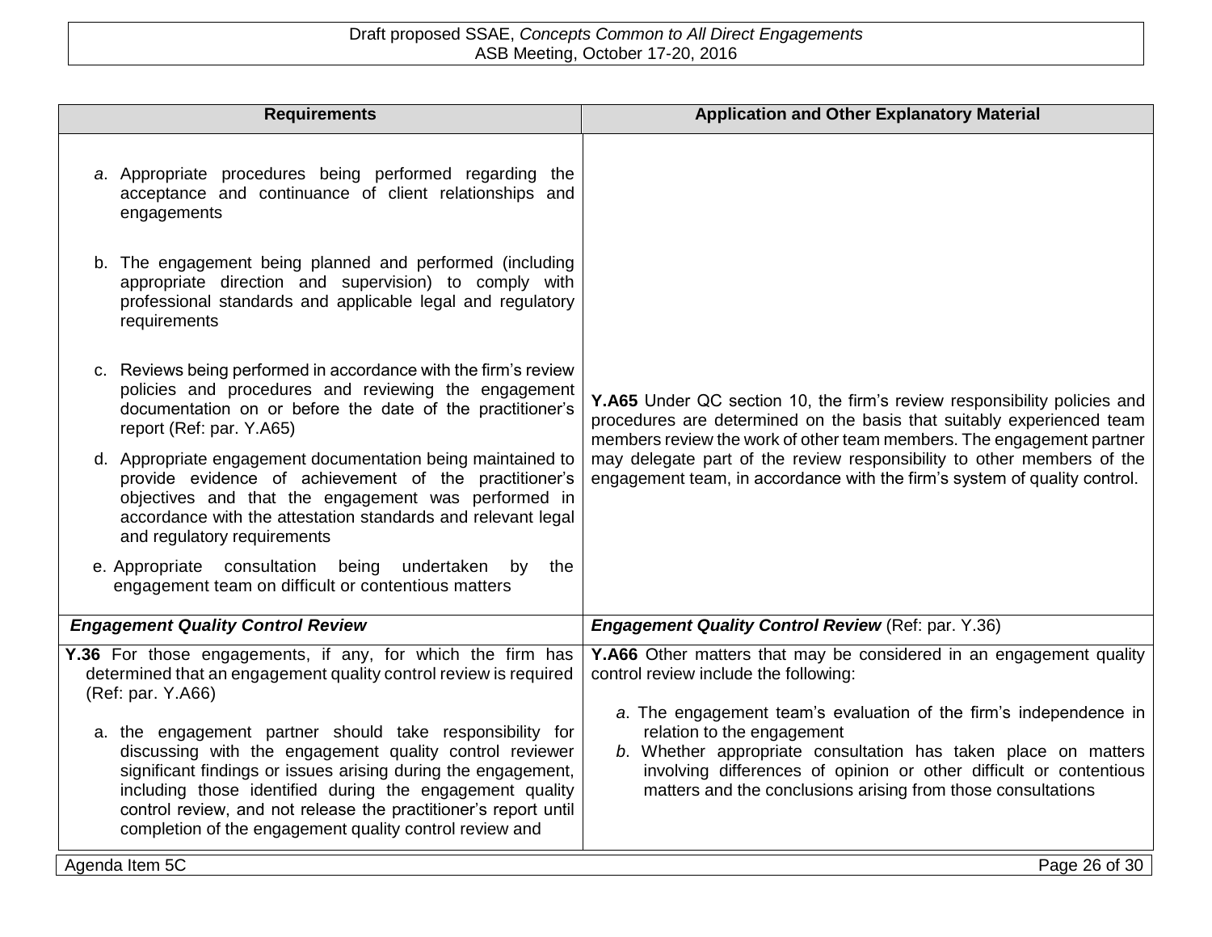| Requirements | Application and Other Explanatory Material |
|---|---|
| *a*. Appropriate procedures being performed regarding the acceptance and continuance of client relationships and engagements<br><br>b. The engagement being planned and performed (including appropriate direction and supervision) to comply with professional standards and applicable legal and regulatory requirements<br><br>c. Reviews being performed in accordance with the firm's review policies and procedures and reviewing the engagement documentation on or before the date of the practitioner's report (Ref: par. Y.A65)<br><br>d. Appropriate engagement documentation being maintained to provide evidence of achievement of the practitioner's objectives and that the engagement was performed in accordance with the attestation standards and relevant legal and regulatory requirements<br><br>e. Appropriate consultation being undertaken by the engagement team on difficult or contentious matters | **Y.A65** Under QC section 10, the firm's review responsibility policies and procedures are determined on the basis that suitably experienced team members review the work of other team members. The engagement partner may delegate part of the review responsibility to other members of the engagement team, in accordance with the firm's system of quality control. |
| ***Engagement Quality Control Review*** | ***Engagement Quality Control Review*** (Ref: par. Y.36) |
| **Y.36** For those engagements, if any, for which the firm has determined that an engagement quality control review is required (Ref: par. Y.A66)<br><br>a. the engagement partner should take responsibility for discussing with the engagement quality control reviewer significant findings or issues arising during the engagement, including those identified during the engagement quality control review, and not release the practitioner's report until completion of the engagement quality control review and | **Y.A66** Other matters that may be considered in an engagement quality control review include the following:<br><br>*a*. The engagement team's evaluation of the firm's independence in relation to the engagement<br>*b*. Whether appropriate consultation has taken place on matters involving differences of opinion or other difficult or contentious matters and the conclusions arising from those consultations |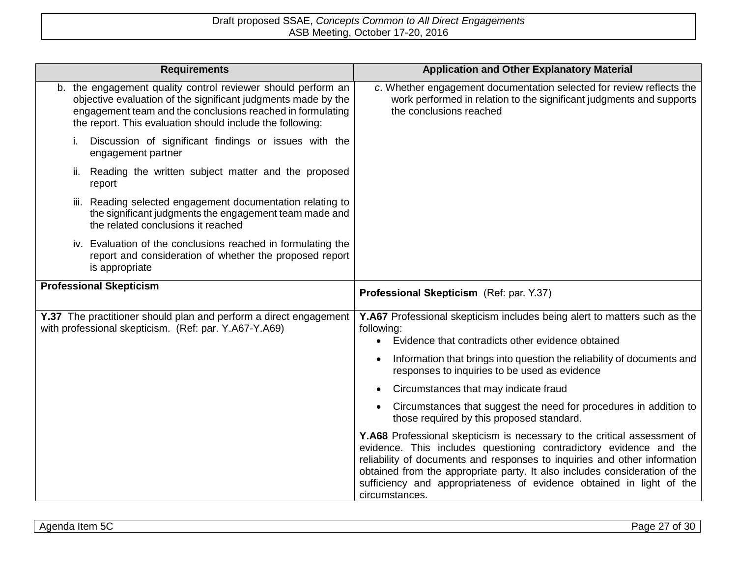| Requirements | Application and Other Explanatory Material |
|---|---|
| b. the engagement quality control reviewer should perform an objective evaluation of the significant judgments made by the engagement team and the conclusions reached in formulating the report. This evaluation should include the following:<br><br>i. Discussion of significant findings or issues with the engagement partner<br><br>ii. Reading the written subject matter and the proposed report<br><br>iii. Reading selected engagement documentation relating to the significant judgments the engagement team made and the related conclusions it reached<br><br>iv. Evaluation of the conclusions reached in formulating the report and consideration of whether the proposed report is appropriate | *c*. Whether engagement documentation selected for review reflects the work performed in relation to the significant judgments and supports the conclusions reached |
| **Professional Skepticism** | **Professional Skepticism** (Ref: par. Y.37) |
| **Y.37** The practitioner should plan and perform a direct engagement with professional skepticism. (Ref: par. Y.A67-Y.A69) | **Y.A67** Professional skepticism includes being alert to matters such as the following:<br>• Evidence that contradicts other evidence obtained<br>• Information that brings into question the reliability of documents and responses to inquiries to be used as evidence<br>• Circumstances that may indicate fraud<br>• Circumstances that suggest the need for procedures in addition to those required by this proposed standard.<br><br>**Y.A68** Professional skepticism is necessary to the critical assessment of evidence. This includes questioning contradictory evidence and the reliability of documents and responses to inquiries and other information obtained from the appropriate party. It also includes consideration of the sufficiency and appropriateness of evidence obtained in light of the circumstances. |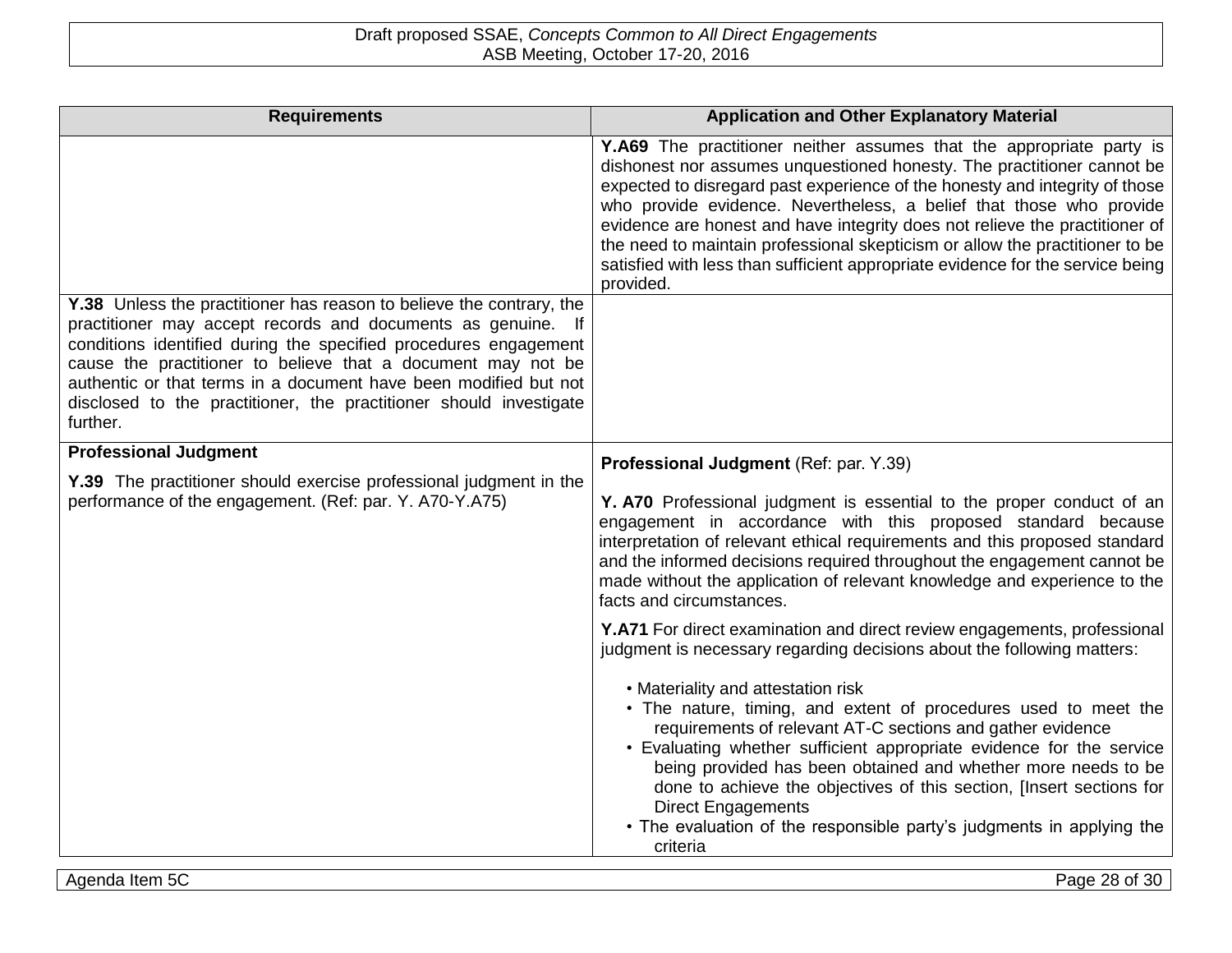| Requirements | Application and Other Explanatory Material |
|---|---|
| | **Y.A69** The practitioner neither assumes that the appropriate party is dishonest nor assumes unquestioned honesty. The practitioner cannot be expected to disregard past experience of the honesty and integrity of those who provide evidence. Nevertheless, a belief that those who provide evidence are honest and have integrity does not relieve the practitioner of the need to maintain professional skepticism or allow the practitioner to be satisfied with less than sufficient appropriate evidence for the service being provided. |
| **Y.38** Unless the practitioner has reason to believe the contrary, the practitioner may accept records and documents as genuine. If conditions identified during the specified procedures engagement cause the practitioner to believe that a document may not be authentic or that terms in a document have been modified but not disclosed to the practitioner, the practitioner should investigate further. | |
| **Professional Judgment**<br><br>**Y.39** The practitioner should exercise professional judgment in the performance of the engagement. (Ref: par. Y. A70-Y.A75) | **Professional Judgment** (Ref: par. Y.39)<br><br>**Y. A70** Professional judgment is essential to the proper conduct of an engagement in accordance with this proposed standard because interpretation of relevant ethical requirements and this proposed standard and the informed decisions required throughout the engagement cannot be made without the application of relevant knowledge and experience to the facts and circumstances.<br><br>**Y.A71** For direct examination and direct review engagements, professional judgment is necessary regarding decisions about the following matters:<br><br>• Materiality and attestation risk<br>• The nature, timing, and extent of procedures used to meet the requirements of relevant AT-C sections and gather evidence<br>• Evaluating whether sufficient appropriate evidence for the service being provided has been obtained and whether more needs to be done to achieve the objectives of this section, [Insert sections for Direct Engagements<br>• The evaluation of the responsible party's judgments in applying the criteria |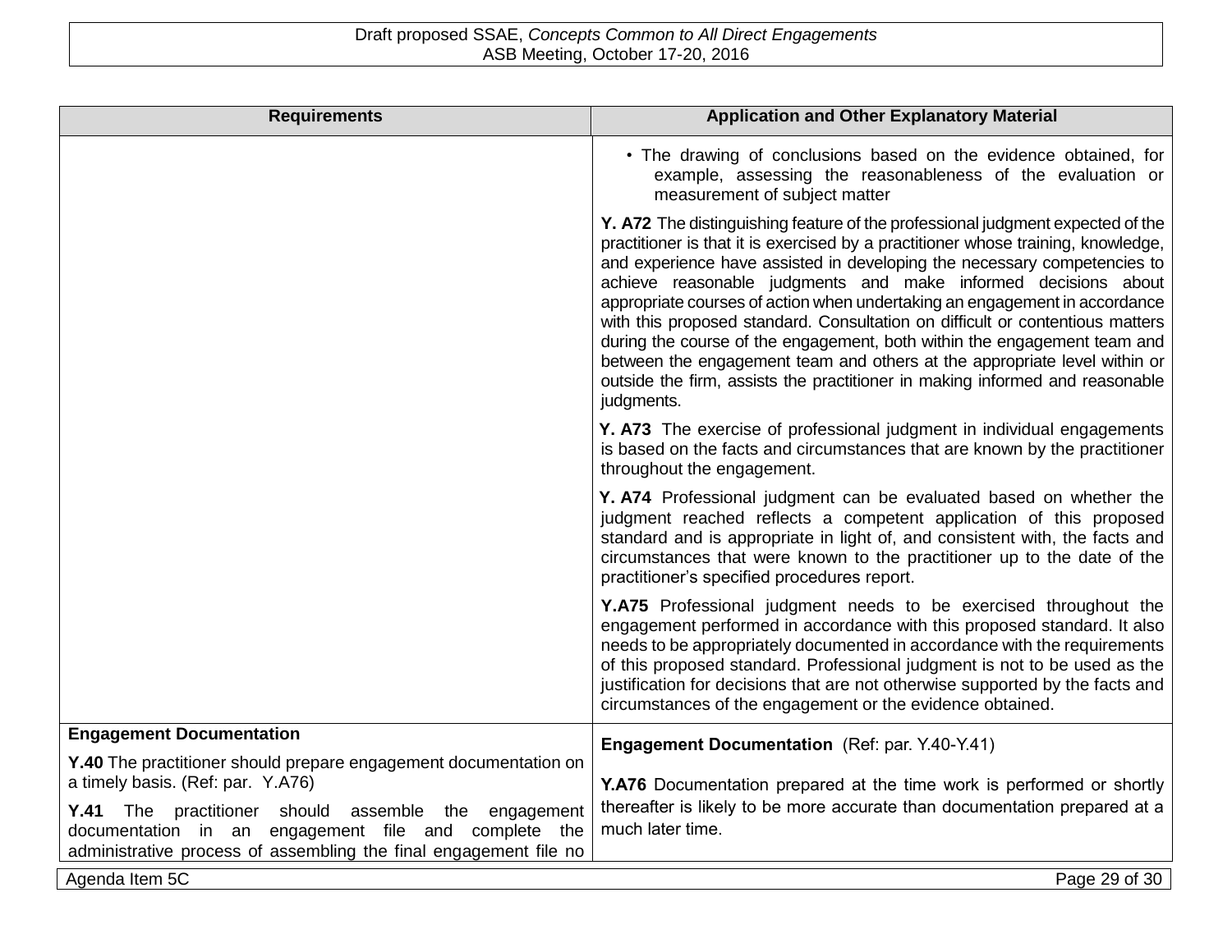| Requirements | Application and Other Explanatory Material |
|---|---|
| | • The drawing of conclusions based on the evidence obtained, for example, assessing the reasonableness of the evaluation or measurement of subject matter<br><br>**Y. A72** The distinguishing feature of the professional judgment expected of the practitioner is that it is exercised by a practitioner whose training, knowledge, and experience have assisted in developing the necessary competencies to achieve reasonable judgments and make informed decisions about appropriate courses of action when undertaking an engagement in accordance with this proposed standard. Consultation on difficult or contentious matters during the course of the engagement, both within the engagement team and between the engagement team and others at the appropriate level within or outside the firm, assists the practitioner in making informed and reasonable judgments.<br><br>**Y. A73** The exercise of professional judgment in individual engagements is based on the facts and circumstances that are known by the practitioner throughout the engagement.<br><br>**Y. A74** Professional judgment can be evaluated based on whether the judgment reached reflects a competent application of this proposed standard and is appropriate in light of, and consistent with, the facts and circumstances that were known to the practitioner up to the date of the practitioner's specified procedures report.<br><br>**Y.A75** Professional judgment needs to be exercised throughout the engagement performed in accordance with this proposed standard. It also needs to be appropriately documented in accordance with the requirements of this proposed standard. Professional judgment is not to be used as the justification for decisions that are not otherwise supported by the facts and circumstances of the engagement or the evidence obtained. |
| **Engagement Documentation**<br><br>**Y.40** The practitioner should prepare engagement documentation on a timely basis. (Ref: par. Y.A76)<br><br>**Y.41** The practitioner should assemble the engagement documentation in an engagement file and complete the administrative process of assembling the final engagement file no | **Engagement Documentation** (Ref: par. Y.40-Y.41)<br><br>**Y.A76** Documentation prepared at the time work is performed or shortly thereafter is likely to be more accurate than documentation prepared at a much later time. |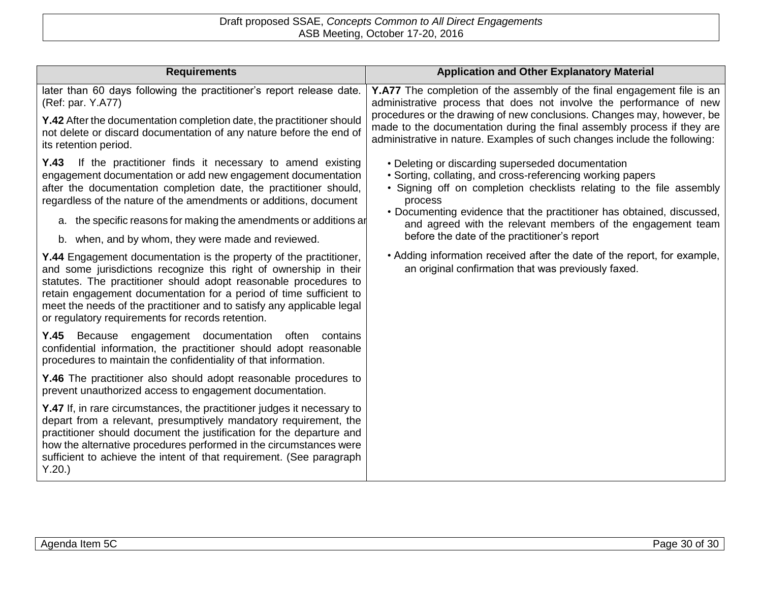| Requirements | Application and Other Explanatory Material |
|---|---|
| later than 60 days following the practitioner's report release date. (Ref: par. Y.A77)<br><br>**Y.42** After the documentation completion date, the practitioner should not delete or discard documentation of any nature before the end of its retention period.<br><br>**Y.43** If the practitioner finds it necessary to amend existing engagement documentation or add new engagement documentation after the documentation completion date, the practitioner should, regardless of the nature of the amendments or additions, document<br><br>a. the specific reasons for making the amendments or additions ar<br>b. when, and by whom, they were made and reviewed.<br><br>**Y.44** Engagement documentation is the property of the practitioner, and some jurisdictions recognize this right of ownership in their statutes. The practitioner should adopt reasonable procedures to retain engagement documentation for a period of time sufficient to meet the needs of the practitioner and to satisfy any applicable legal or regulatory requirements for records retention.<br><br>**Y.45** Because engagement documentation often contains confidential information, the practitioner should adopt reasonable procedures to maintain the confidentiality of that information.<br><br>**Y.46** The practitioner also should adopt reasonable procedures to prevent unauthorized access to engagement documentation.<br><br>**Y.47** If, in rare circumstances, the practitioner judges it necessary to depart from a relevant, presumptively mandatory requirement, the practitioner should document the justification for the departure and how the alternative procedures performed in the circumstances were sufficient to achieve the intent of that requirement. (See paragraph Y.20.) | **Y.A77** The completion of the assembly of the final engagement file is an administrative process that does not involve the performance of new procedures or the drawing of new conclusions. Changes may, however, be made to the documentation during the final assembly process if they are administrative in nature. Examples of such changes include the following:<br><br>• Deleting or discarding superseded documentation<br>• Sorting, collating, and cross-referencing working papers<br>• Signing off on completion checklists relating to the file assembly process<br>• Documenting evidence that the practitioner has obtained, discussed, and agreed with the relevant members of the engagement team before the date of the practitioner's report<br>• Adding information received after the date of the report, for example, an original confirmation that was previously faxed. |